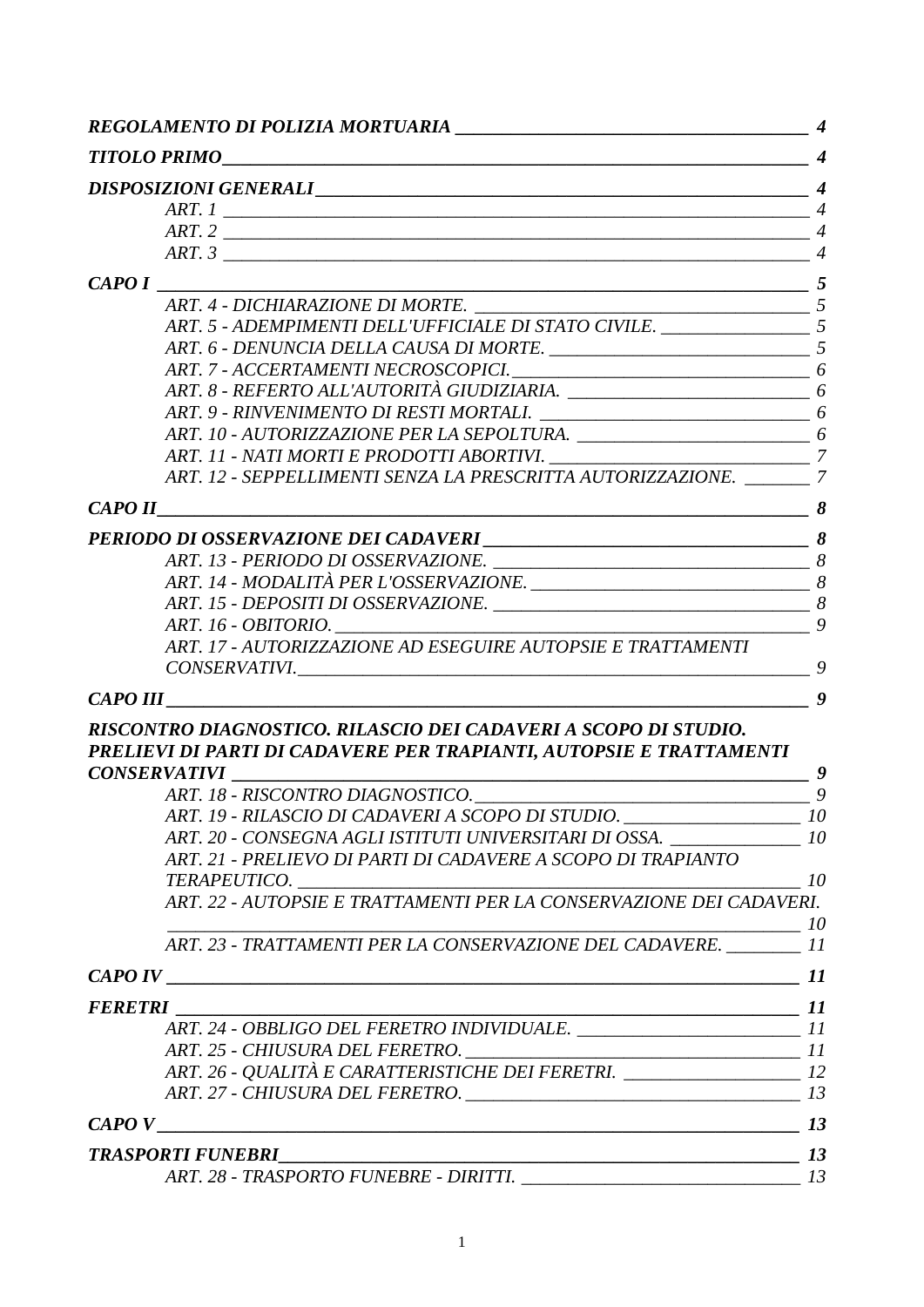*REGOLAMENTO DI POLIZIA MORTUARIA* — 4

*TITOLO PRIMO* — 4

*DISPOSIZIONI GENERALI* — 4

- *ART. 1* — 4
- *ART. 2* — 4
- *ART. 3* — 4

*CAPO I* — 5

- *ART. 4 - DICHIARAZIONE DI MORTE.* — 5
- *ART. 5 - ADEMPIMENTI DELL'UFFICIALE DI STATO CIVILE.* — 5
- *ART. 6 - DENUNCIA DELLA CAUSA DI MORTE.* — 5
- *ART. 7 - ACCERTAMENTI NECROSCOPICI.* — 6
- *ART. 8 - REFERTO ALL'AUTORITÀ GIUDIZIARIA.* — 6
- *ART. 9 - RINVENIMENTO DI RESTI MORTALI.* — 6
- *ART. 10 - AUTORIZZAZIONE PER LA SEPOLTURA.* — 6
- *ART. 11 - NATI MORTI E PRODOTTI ABORTIVI.* — 7
- *ART. 12 - SEPPELLIMENTI SENZA LA PRESCRITTA AUTORIZZAZIONE.* — 7

*CAPO II* — 8

*PERIODO DI OSSERVAZIONE DEI CADAVERI* — 8

- *ART. 13 - PERIODO DI OSSERVAZIONE.* — 8
- *ART. 14 - MODALITÀ PER L'OSSERVAZIONE.* — 8
- *ART. 15 - DEPOSITI DI OSSERVAZIONE.* — 8
- *ART. 16 - OBITORIO.* — 9
- *ART. 17 - AUTORIZZAZIONE AD ESEGUIRE AUTOPSIE E TRATTAMENTI CONSERVATIVI.* — 9

*CAPO III* — 9

*RISCONTRO DIAGNOSTICO. RILASCIO DEI CADAVERI A SCOPO DI STUDIO. PRELIEVI DI PARTI DI CADAVERE PER TRAPIANTI, AUTOPSIE E TRATTAMENTI CONSERVATIVI* — 9

- *ART. 18 - RISCONTRO DIAGNOSTICO.* — 9
- *ART. 19 - RILASCIO DI CADAVERI A SCOPO DI STUDIO.* — 10
- *ART. 20 - CONSEGNA AGLI ISTITUTI UNIVERSITARI DI OSSA.* — 10
- *ART. 21 - PRELIEVO DI PARTI DI CADAVERE A SCOPO DI TRAPIANTO TERAPEUTICO.* — 10
- *ART. 22 - AUTOPSIE E TRATTAMENTI PER LA CONSERVAZIONE DEI CADAVERI.* — 10
- *ART. 23 - TRATTAMENTI PER LA CONSERVAZIONE DEL CADAVERE.* — 11

*CAPO IV* — 11

*FERETRI* — 11

- *ART. 24 - OBBLIGO DEL FERETRO INDIVIDUALE.* — 11
- *ART. 25 - CHIUSURA DEL FERETRO.* — 11
- *ART. 26 - QUALITÀ E CARATTERISTICHE DEI FERETRI.* — 12
- *ART. 27 - CHIUSURA DEL FERETRO.* — 13

*CAPO V* — 13

*TRASPORTI FUNEBRI* — 13

- *ART. 28 - TRASPORTO FUNEBRE - DIRITTI.* — 13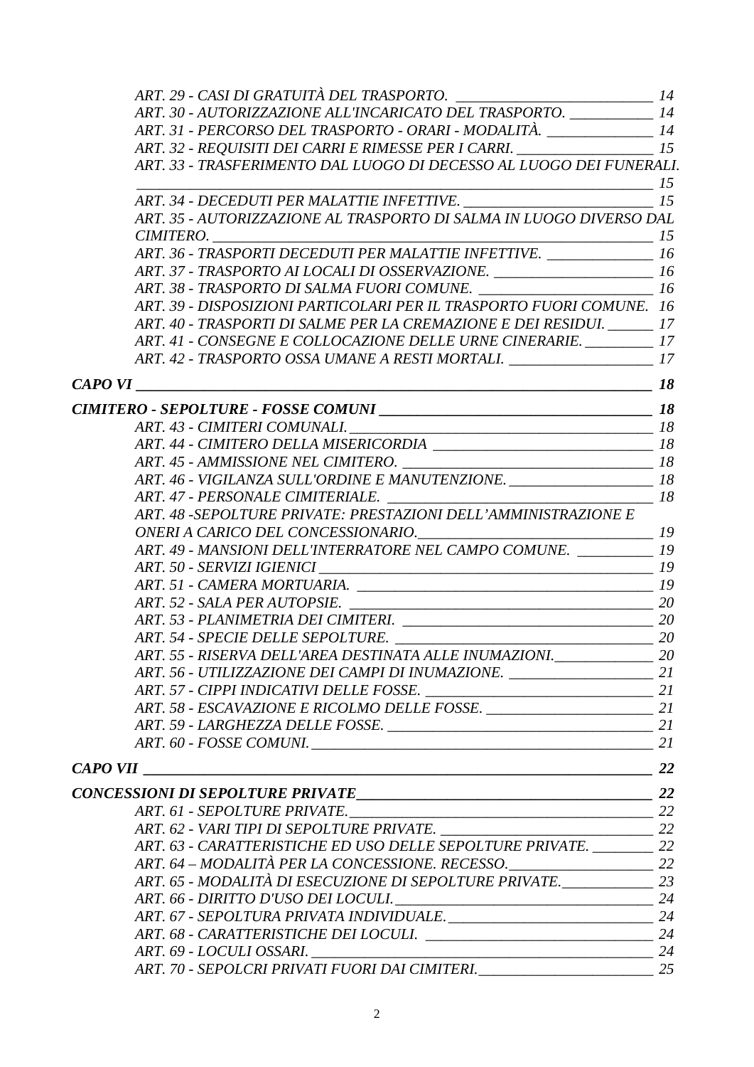*ART. 29 - CASI DI GRATUITÀ DEL TRASPORTO. 14*
*ART. 30 - AUTORIZZAZIONE ALL'INCARICATO DEL TRASPORTO. 14*
*ART. 31 - PERCORSO DEL TRASPORTO - ORARI - MODALITÀ. 14*
*ART. 32 - REQUISITI DEI CARRI E RIMESSE PER I CARRI. 15*
*ART. 33 - TRASFERIMENTO DAL LUOGO DI DECESSO AL LUOGO DEI FUNERALI. 15*
*ART. 34 - DECEDUTI PER MALATTIE INFETTIVE. 15*
*ART. 35 - AUTORIZZAZIONE AL TRASPORTO DI SALMA IN LUOGO DIVERSO DAL CIMITERO. 15*
*ART. 36 - TRASPORTI DECEDUTI PER MALATTIE INFETTIVE. 16*
*ART. 37 - TRASPORTO AI LOCALI DI OSSERVAZIONE. 16*
*ART. 38 - TRASPORTO DI SALMA FUORI COMUNE. 16*
*ART. 39 - DISPOSIZIONI PARTICOLARI PER IL TRASPORTO FUORI COMUNE. 16*
*ART. 40 - TRASPORTI DI SALME PER LA CREMAZIONE E DEI RESIDUI. 17*
*ART. 41 - CONSEGNE E COLLOCAZIONE DELLE URNE CINERARIE. 17*
*ART. 42 - TRASPORTO OSSA UMANE A RESTI MORTALI. 17*

***CAPO VI 18***

***CIMITERO - SEPOLTURE - FOSSE COMUNI 18***

*ART. 43 - CIMITERI COMUNALI. 18*
*ART. 44 - CIMITERO DELLA MISERICORDIA 18*
*ART. 45 - AMMISSIONE NEL CIMITERO. 18*
*ART. 46 - VIGILANZA SULL'ORDINE E MANUTENZIONE. 18*
*ART. 47 - PERSONALE CIMITERIALE. 18*
*ART. 48 -SEPOLTURE PRIVATE: PRESTAZIONI DELL'AMMINISTRAZIONE E ONERI A CARICO DEL CONCESSIONARIO. 19*
*ART. 49 - MANSIONI DELL'INTERRATORE NEL CAMPO COMUNE. 19*
*ART. 50 - SERVIZI IGIENICI 19*
*ART. 51 - CAMERA MORTUARIA. 19*
*ART. 52 - SALA PER AUTOPSIE. 20*
*ART. 53 - PLANIMETRIA DEI CIMITERI. 20*
*ART. 54 - SPECIE DELLE SEPOLTURE. 20*
*ART. 55 - RISERVA DELL'AREA DESTINATA ALLE INUMAZIONI. 20*
*ART. 56 - UTILIZZAZIONE DEI CAMPI DI INUMAZIONE. 21*
*ART. 57 - CIPPI INDICATIVI DELLE FOSSE. 21*
*ART. 58 - ESCAVAZIONE E RICOLMO DELLE FOSSE. 21*
*ART. 59 - LARGHEZZA DELLE FOSSE. 21*
*ART. 60 - FOSSE COMUNI. 21*

***CAPO VII 22***

***CONCESSIONI DI SEPOLTURE PRIVATE 22***

*ART. 61 - SEPOLTURE PRIVATE. 22*
*ART. 62 - VARI TIPI DI SEPOLTURE PRIVATE. 22*
*ART. 63 - CARATTERISTICHE ED USO DELLE SEPOLTURE PRIVATE. 22*
*ART. 64 – MODALITÀ PER LA CONCESSIONE. RECESSO. 22*
*ART. 65 - MODALITÀ DI ESECUZIONE DI SEPOLTURE PRIVATE. 23*
*ART. 66 - DIRITTO D'USO DEI LOCULI. 24*
*ART. 67 - SEPOLTURA PRIVATA INDIVIDUALE. 24*
*ART. 68 - CARATTERISTICHE DEI LOCULI. 24*
*ART. 69 - LOCULI OSSARI. 24*
*ART. 70 - SEPOLCRI PRIVATI FUORI DAI CIMITERI. 25*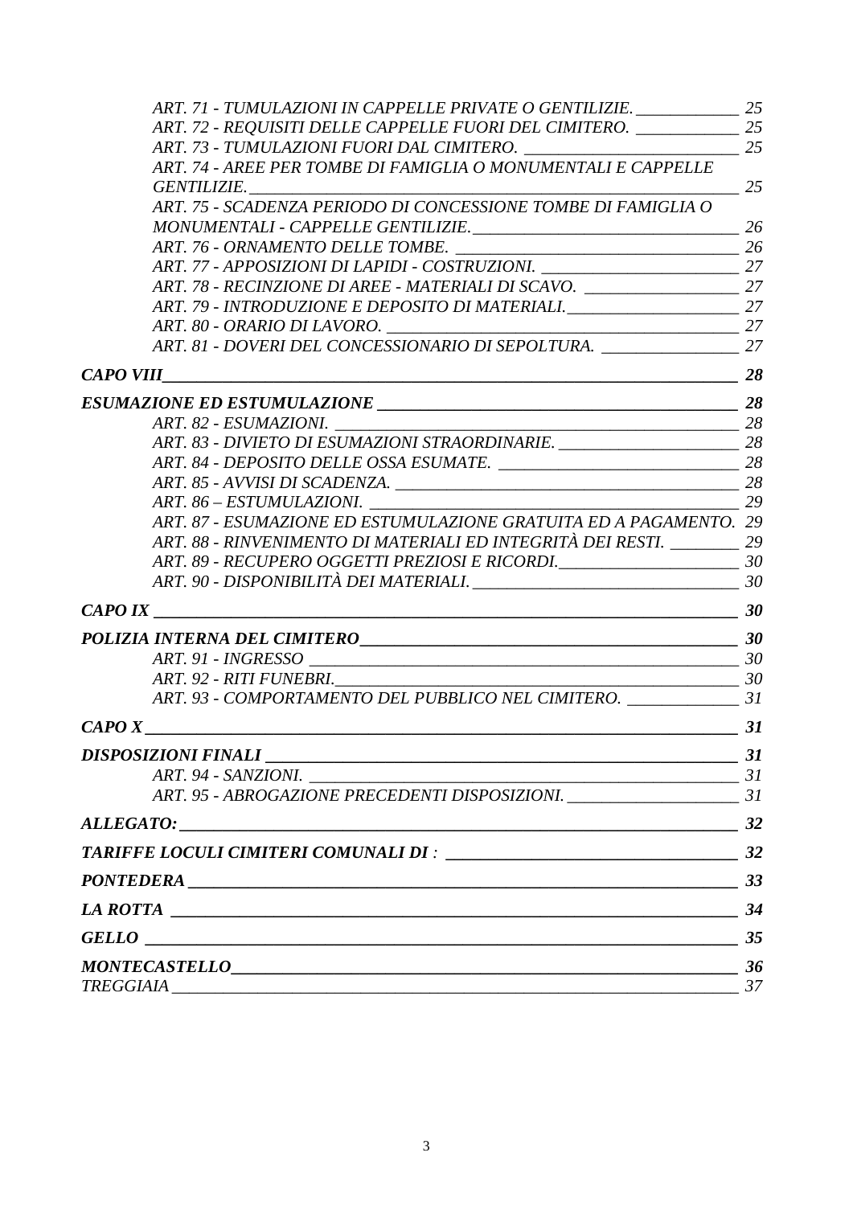*ART. 71 - TUMULAZIONI IN CAPPELLE PRIVATE O GENTILIZIE. 25*
*ART. 72 - REQUISITI DELLE CAPPELLE FUORI DEL CIMITERO. 25*
*ART. 73 - TUMULAZIONI FUORI DAL CIMITERO. 25*
*ART. 74 - AREE PER TOMBE DI FAMIGLIA O MONUMENTALI E CAPPELLE GENTILIZIE. 25*
*ART. 75 - SCADENZA PERIODO DI CONCESSIONE TOMBE DI FAMIGLIA O MONUMENTALI - CAPPELLE GENTILIZIE. 26*
*ART. 76 - ORNAMENTO DELLE TOMBE. 26*
*ART. 77 - APPOSIZIONI DI LAPIDI - COSTRUZIONI. 27*
*ART. 78 - RECINZIONE DI AREE - MATERIALI DI SCAVO. 27*
*ART. 79 - INTRODUZIONE E DEPOSITO DI MATERIALI. 27*
*ART. 80 - ORARIO DI LAVORO. 27*
*ART. 81 - DOVERI DEL CONCESSIONARIO DI SEPOLTURA. 27*

***CAPO VIII 28***

***ESUMAZIONE ED ESTUMULAZIONE 28***

*ART. 82 - ESUMAZIONI. 28*
*ART. 83 - DIVIETO DI ESUMAZIONI STRAORDINARIE. 28*
*ART. 84 - DEPOSITO DELLE OSSA ESUMATE. 28*
*ART. 85 - AVVISI DI SCADENZA. 28*
*ART. 86 – ESTUMULAZIONI. 29*
*ART. 87 - ESUMAZIONE ED ESTUMULAZIONE GRATUITA ED A PAGAMENTO. 29*
*ART. 88 - RINVENIMENTO DI MATERIALI ED INTEGRITÀ DEI RESTI. 29*
*ART. 89 - RECUPERO OGGETTI PREZIOSI E RICORDI. 30*
*ART. 90 - DISPONIBILITÀ DEI MATERIALI. 30*

***CAPO IX 30***

***POLIZIA INTERNA DEL CIMITERO 30***

*ART. 91 - INGRESSO 30*
*ART. 92 - RITI FUNEBRI. 30*
*ART. 93 - COMPORTAMENTO DEL PUBBLICO NEL CIMITERO. 31*

***CAPO X 31***

***DISPOSIZIONI FINALI 31***

*ART. 94 - SANZIONI. 31*
*ART. 95 - ABROGAZIONE PRECEDENTI DISPOSIZIONI. 31*

***ALLEGATO: 32***

***TARIFFE LOCULI CIMITERI COMUNALI DI : 32***

***PONTEDERA 33***

***LA ROTTA 34***

***GELLO 35***

***MONTECASTELLO 36***

*TREGGIAIA 37*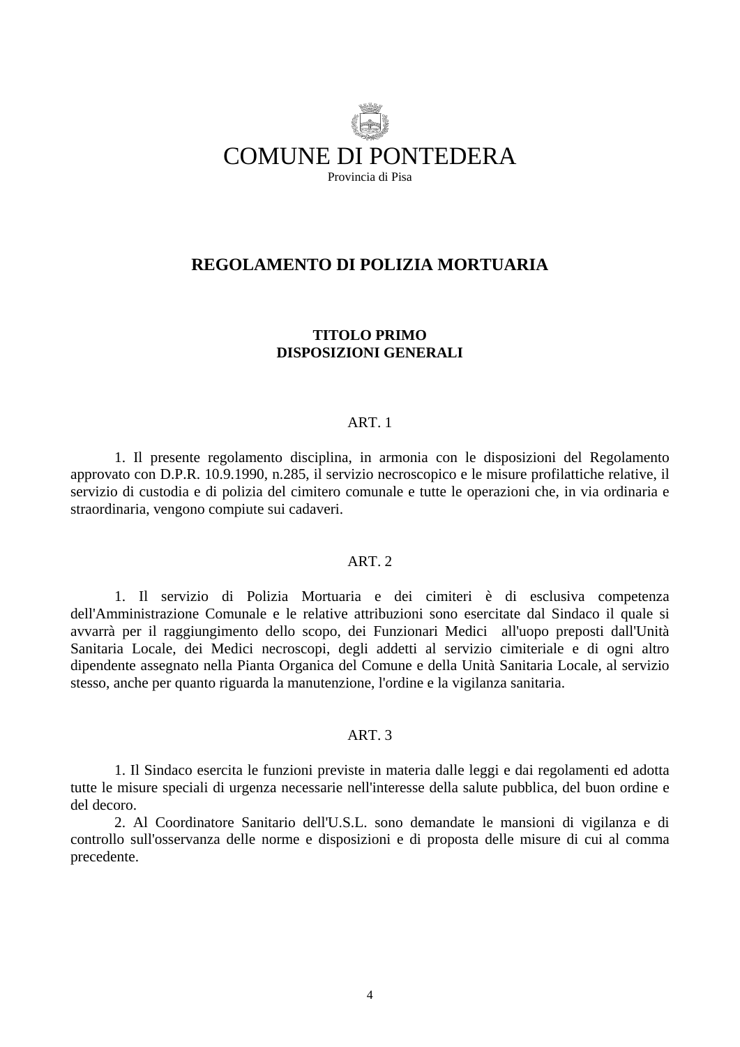# COMUNE DI PONTEDERA

Provincia di Pisa

## REGOLAMENTO DI POLIZIA MORTUARIA

### TITOLO PRIMO
### DISPOSIZIONI GENERALI

ART. 1

1. Il presente regolamento disciplina, in armonia con le disposizioni del Regolamento approvato con D.P.R. 10.9.1990, n.285, il servizio necroscopico e le misure profilattiche relative, il servizio di custodia e di polizia del cimitero comunale e tutte le operazioni che, in via ordinaria e straordinaria, vengono compiute sui cadaveri.

ART. 2

1. Il servizio di Polizia Mortuaria e dei cimiteri è di esclusiva competenza dell'Amministrazione Comunale e le relative attribuzioni sono esercitate dal Sindaco il quale si avvarrà per il raggiungimento dello scopo, dei Funzionari Medici all'uopo preposti dall'Unità Sanitaria Locale, dei Medici necroscopi, degli addetti al servizio cimiteriale e di ogni altro dipendente assegnato nella Pianta Organica del Comune e della Unità Sanitaria Locale, al servizio stesso, anche per quanto riguarda la manutenzione, l'ordine e la vigilanza sanitaria.

ART. 3

1. Il Sindaco esercita le funzioni previste in materia dalle leggi e dai regolamenti ed adotta tutte le misure speciali di urgenza necessarie nell'interesse della salute pubblica, del buon ordine e del decoro.

2. Al Coordinatore Sanitario dell'U.S.L. sono demandate le mansioni di vigilanza e di controllo sull'osservanza delle norme e disposizioni e di proposta delle misure di cui al comma precedente.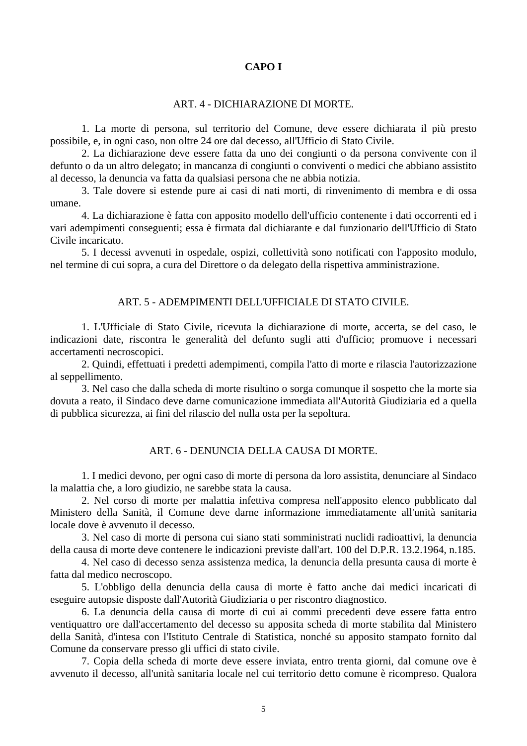## CAPO I

### ART. 4 - DICHIARAZIONE DI MORTE.

1. La morte di persona, sul territorio del Comune, deve essere dichiarata il più presto possibile, e, in ogni caso, non oltre 24 ore dal decesso, all'Ufficio di Stato Civile.

2. La dichiarazione deve essere fatta da uno dei congiunti o da persona convivente con il defunto o da un altro delegato; in mancanza di congiunti o conviventi o medici che abbiano assistito al decesso, la denuncia va fatta da qualsiasi persona che ne abbia notizia.

3. Tale dovere si estende pure ai casi di nati morti, di rinvenimento di membra e di ossa umane.

4. La dichiarazione è fatta con apposito modello dell'ufficio contenente i dati occorrenti ed i vari adempimenti conseguenti; essa è firmata dal dichiarante e dal funzionario dell'Ufficio di Stato Civile incaricato.

5. I decessi avvenuti in ospedale, ospizi, collettività sono notificati con l'apposito modulo, nel termine di cui sopra, a cura del Direttore o da delegato della rispettiva amministrazione.

### ART. 5 - ADEMPIMENTI DELL'UFFICIALE DI STATO CIVILE.

1. L'Ufficiale di Stato Civile, ricevuta la dichiarazione di morte, accerta, se del caso, le indicazioni date, riscontra le generalità del defunto sugli atti d'ufficio; promuove i necessari accertamenti necroscopici.

2. Quindi, effettuati i predetti adempimenti, compila l'atto di morte e rilascia l'autorizzazione al seppellimento.

3. Nel caso che dalla scheda di morte risultino o sorga comunque il sospetto che la morte sia dovuta a reato, il Sindaco deve darne comunicazione immediata all'Autorità Giudiziaria ed a quella di pubblica sicurezza, ai fini del rilascio del nulla osta per la sepoltura.

### ART. 6 - DENUNCIA DELLA CAUSA DI MORTE.

1. I medici devono, per ogni caso di morte di persona da loro assistita, denunciare al Sindaco la malattia che, a loro giudizio, ne sarebbe stata la causa.

2. Nel corso di morte per malattia infettiva compresa nell'apposito elenco pubblicato dal Ministero della Sanità, il Comune deve darne informazione immediatamente all'unità sanitaria locale dove è avvenuto il decesso.

3. Nel caso di morte di persona cui siano stati somministrati nuclidi radioattivi, la denuncia della causa di morte deve contenere le indicazioni previste dall'art. 100 del D.P.R. 13.2.1964, n.185.

4. Nel caso di decesso senza assistenza medica, la denuncia della presunta causa di morte è fatta dal medico necroscopo.

5. L'obbligo della denuncia della causa di morte è fatto anche dai medici incaricati di eseguire autopsie disposte dall'Autorità Giudiziaria o per riscontro diagnostico.

6. La denuncia della causa di morte di cui ai commi precedenti deve essere fatta entro ventiquattro ore dall'accertamento del decesso su apposita scheda di morte stabilita dal Ministero della Sanità, d'intesa con l'Istituto Centrale di Statistica, nonché su apposito stampato fornito dal Comune da conservare presso gli uffici di stato civile.

7. Copia della scheda di morte deve essere inviata, entro trenta giorni, dal comune ove è avvenuto il decesso, all'unità sanitaria locale nel cui territorio detto comune è ricompreso. Qualora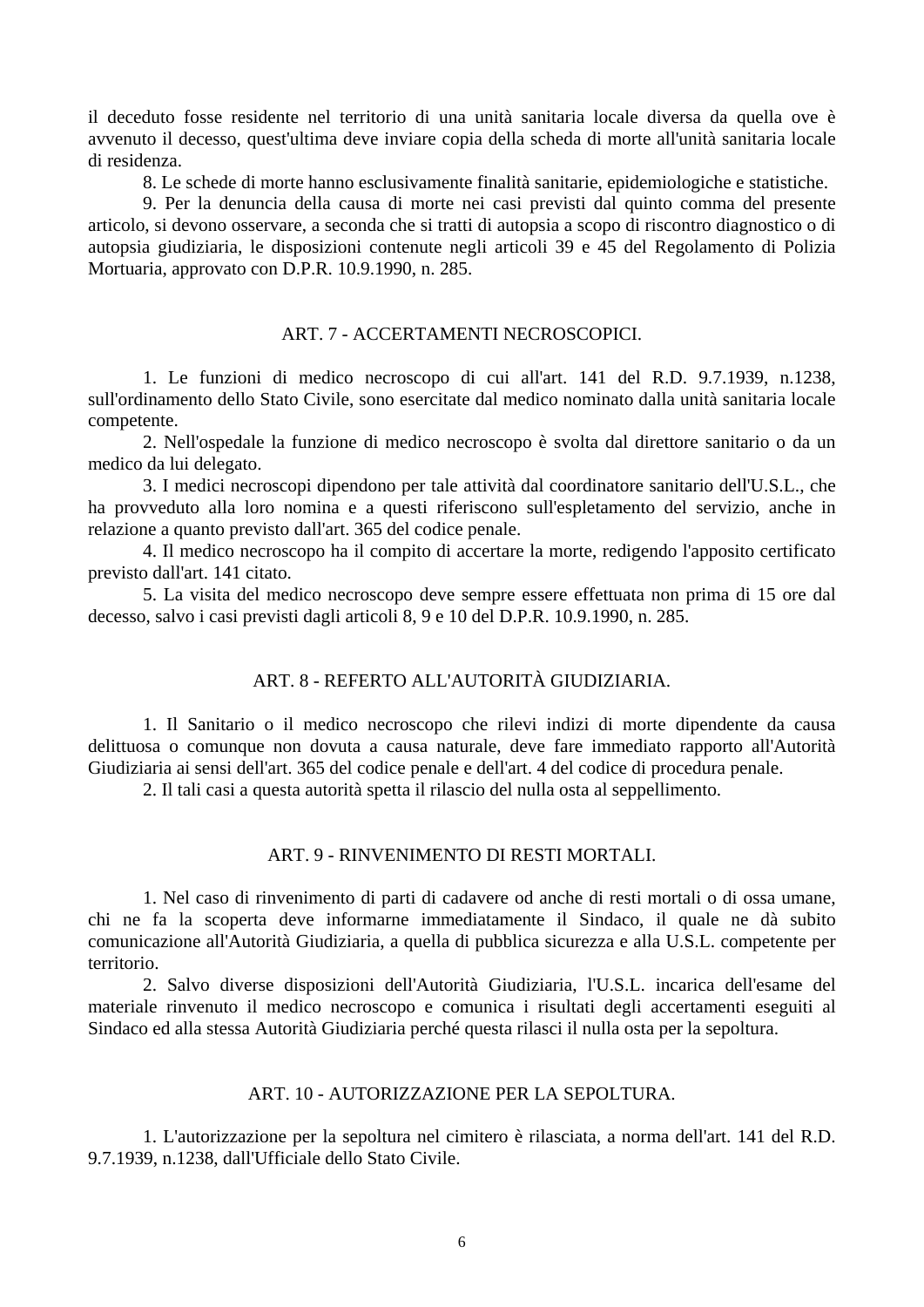il deceduto fosse residente nel territorio di una unità sanitaria locale diversa da quella ove è avvenuto il decesso, quest'ultima deve inviare copia della scheda di morte all'unità sanitaria locale di residenza.

8. Le schede di morte hanno esclusivamente finalità sanitarie, epidemiologiche e statistiche.

9. Per la denuncia della causa di morte nei casi previsti dal quinto comma del presente articolo, si devono osservare, a seconda che si tratti di autopsia a scopo di riscontro diagnostico o di autopsia giudiziaria, le disposizioni contenute negli articoli 39 e 45 del Regolamento di Polizia Mortuaria, approvato con D.P.R. 10.9.1990, n. 285.

## ART. 7 - ACCERTAMENTI NECROSCOPICI.

1. Le funzioni di medico necroscopo di cui all'art. 141 del R.D. 9.7.1939, n.1238, sull'ordinamento dello Stato Civile, sono esercitate dal medico nominato dalla unità sanitaria locale competente.

2. Nell'ospedale la funzione di medico necroscopo è svolta dal direttore sanitario o da un medico da lui delegato.

3. I medici necroscopi dipendono per tale attività dal coordinatore sanitario dell'U.S.L., che ha provveduto alla loro nomina e a questi riferiscono sull'espletamento del servizio, anche in relazione a quanto previsto dall'art. 365 del codice penale.

4. Il medico necroscopo ha il compito di accertare la morte, redigendo l'apposito certificato previsto dall'art. 141 citato.

5. La visita del medico necroscopo deve sempre essere effettuata non prima di 15 ore dal decesso, salvo i casi previsti dagli articoli 8, 9 e 10 del D.P.R. 10.9.1990, n. 285.

## ART. 8 - REFERTO ALL'AUTORITÀ GIUDIZIARIA.

1. Il Sanitario o il medico necroscopo che rilevi indizi di morte dipendente da causa delittuosa o comunque non dovuta a causa naturale, deve fare immediato rapporto all'Autorità Giudiziaria ai sensi dell'art. 365 del codice penale e dell'art. 4 del codice di procedura penale.

2. Il tali casi a questa autorità spetta il rilascio del nulla osta al seppellimento.

## ART. 9 - RINVENIMENTO DI RESTI MORTALI.

1. Nel caso di rinvenimento di parti di cadavere od anche di resti mortali o di ossa umane, chi ne fa la scoperta deve informarne immediatamente il Sindaco, il quale ne dà subito comunicazione all'Autorità Giudiziaria, a quella di pubblica sicurezza e alla U.S.L. competente per territorio.

2. Salvo diverse disposizioni dell'Autorità Giudiziaria, l'U.S.L. incarica dell'esame del materiale rinvenuto il medico necroscopo e comunica i risultati degli accertamenti eseguiti al Sindaco ed alla stessa Autorità Giudiziaria perché questa rilasci il nulla osta per la sepoltura.

## ART. 10 - AUTORIZZAZIONE PER LA SEPOLTURA.

1. L'autorizzazione per la sepoltura nel cimitero è rilasciata, a norma dell'art. 141 del R.D. 9.7.1939, n.1238, dall'Ufficiale dello Stato Civile.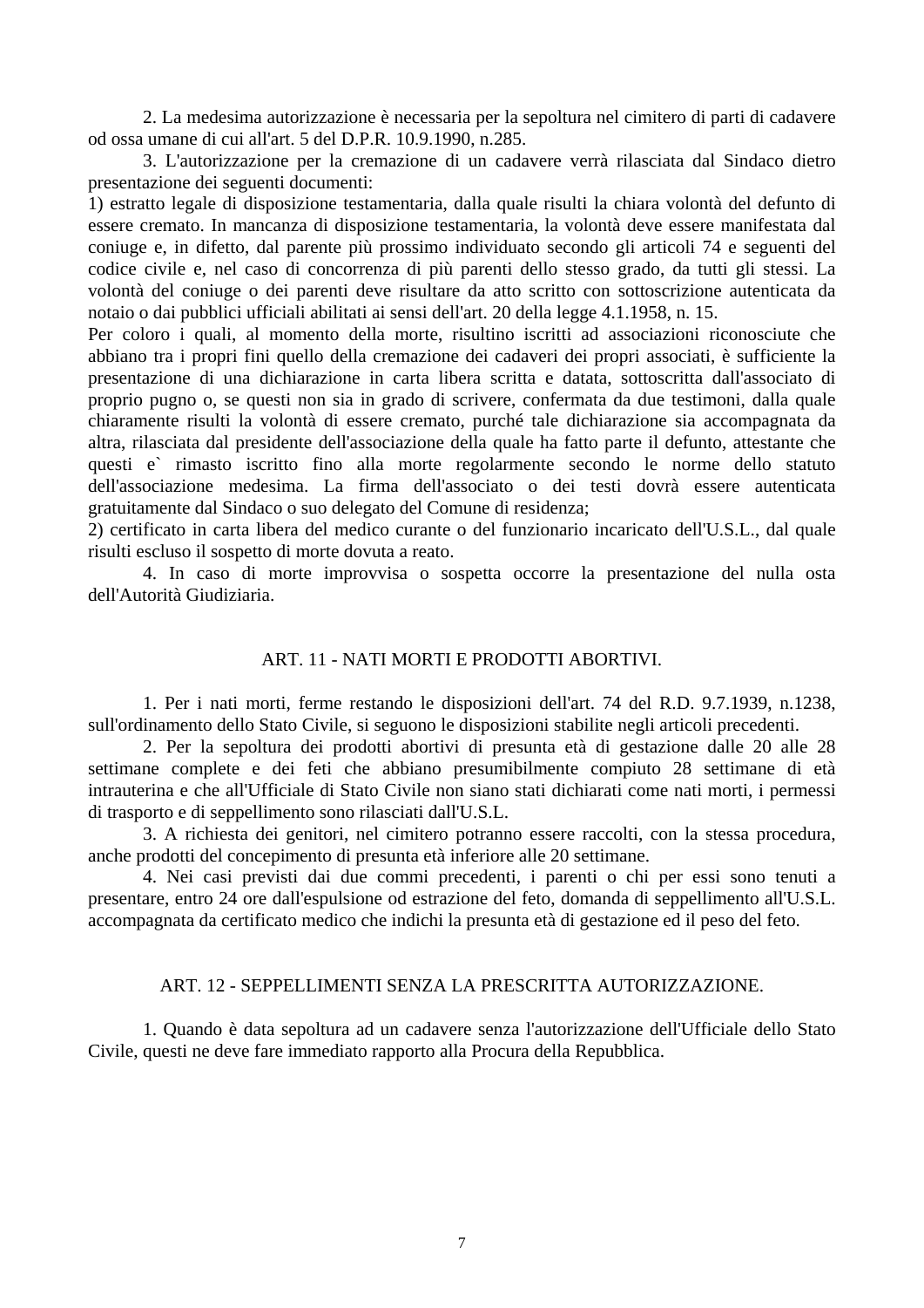2. La medesima autorizzazione è necessaria per la sepoltura nel cimitero di parti di cadavere od ossa umane di cui all'art. 5 del D.P.R. 10.9.1990, n.285.

3. L'autorizzazione per la cremazione di un cadavere verrà rilasciata dal Sindaco dietro presentazione dei seguenti documenti:

1) estratto legale di disposizione testamentaria, dalla quale risulti la chiara volontà del defunto di essere cremato. In mancanza di disposizione testamentaria, la volontà deve essere manifestata dal coniuge e, in difetto, dal parente più prossimo individuato secondo gli articoli 74 e seguenti del codice civile e, nel caso di concorrenza di più parenti dello stesso grado, da tutti gli stessi. La volontà del coniuge o dei parenti deve risultare da atto scritto con sottoscrizione autenticata da notaio o dai pubblici ufficiali abilitati ai sensi dell'art. 20 della legge 4.1.1958, n. 15.
Per coloro i quali, al momento della morte, risultino iscritti ad associazioni riconosciute che abbiano tra i propri fini quello della cremazione dei cadaveri dei propri associati, è sufficiente la presentazione di una dichiarazione in carta libera scritta e datata, sottoscritta dall'associato di proprio pugno o, se questi non sia in grado di scrivere, confermata da due testimoni, dalla quale chiaramente risulti la volontà di essere cremato, purché tale dichiarazione sia accompagnata da altra, rilasciata dal presidente dell'associazione della quale ha fatto parte il defunto, attestante che questi e` rimasto iscritto fino alla morte regolarmente secondo le norme dello statuto dell'associazione medesima. La firma dell'associato o dei testi dovrà essere autenticata gratuitamente dal Sindaco o suo delegato del Comune di residenza;

2) certificato in carta libera del medico curante o del funzionario incaricato dell'U.S.L., dal quale risulti escluso il sospetto di morte dovuta a reato.

4. In caso di morte improvvisa o sospetta occorre la presentazione del nulla osta dell'Autorità Giudiziaria.

## ART. 11 - NATI MORTI E PRODOTTI ABORTIVI.

1. Per i nati morti, ferme restando le disposizioni dell'art. 74 del R.D. 9.7.1939, n.1238, sull'ordinamento dello Stato Civile, si seguono le disposizioni stabilite negli articoli precedenti.

2. Per la sepoltura dei prodotti abortivi di presunta età di gestazione dalle 20 alle 28 settimane complete e dei feti che abbiano presumibilmente compiuto 28 settimane di età intrauterina e che all'Ufficiale di Stato Civile non siano stati dichiarati come nati morti, i permessi di trasporto e di seppellimento sono rilasciati dall'U.S.L.

3. A richiesta dei genitori, nel cimitero potranno essere raccolti, con la stessa procedura, anche prodotti del concepimento di presunta età inferiore alle 20 settimane.

4. Nei casi previsti dai due commi precedenti, i parenti o chi per essi sono tenuti a presentare, entro 24 ore dall'espulsione od estrazione del feto, domanda di seppellimento all'U.S.L. accompagnata da certificato medico che indichi la presunta età di gestazione ed il peso del feto.

## ART. 12 - SEPPELLIMENTI SENZA LA PRESCRITTA AUTORIZZAZIONE.

1. Quando è data sepoltura ad un cadavere senza l'autorizzazione dell'Ufficiale dello Stato Civile, questi ne deve fare immediato rapporto alla Procura della Repubblica.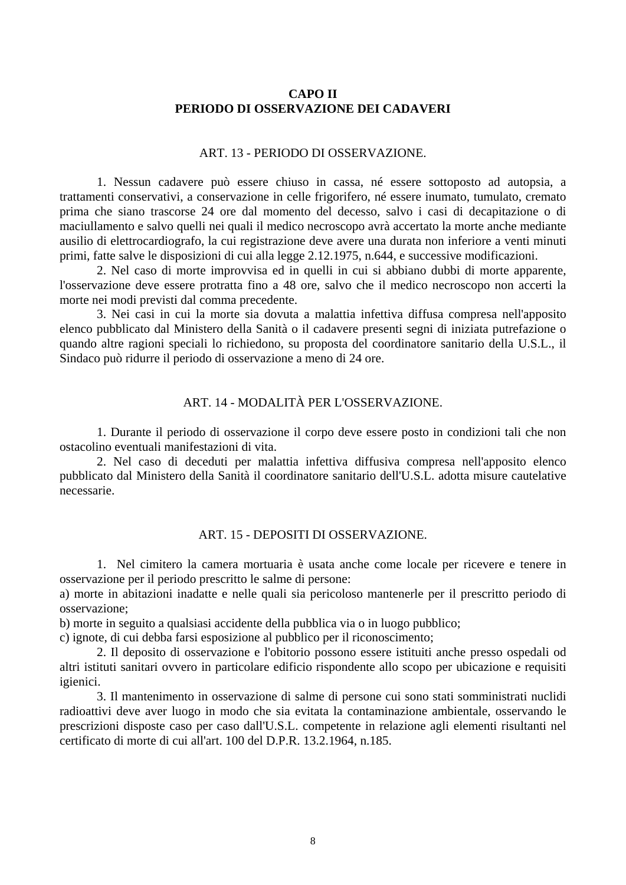## CAPO II
## PERIODO DI OSSERVAZIONE DEI CADAVERI

### ART. 13 - PERIODO DI OSSERVAZIONE.

1. Nessun cadavere può essere chiuso in cassa, né essere sottoposto ad autopsia, a trattamenti conservativi, a conservazione in celle frigorifero, né essere inumato, tumulato, cremato prima che siano trascorse 24 ore dal momento del decesso, salvo i casi di decapitazione o di maciullamento e salvo quelli nei quali il medico necroscopo avrà accertato la morte anche mediante ausilio di elettrocardiografo, la cui registrazione deve avere una durata non inferiore a venti minuti primi, fatte salve le disposizioni di cui alla legge 2.12.1975, n.644, e successive modificazioni.

2. Nel caso di morte improvvisa ed in quelli in cui si abbiano dubbi di morte apparente, l'osservazione deve essere protratta fino a 48 ore, salvo che il medico necroscopo non accerti la morte nei modi previsti dal comma precedente.

3. Nei casi in cui la morte sia dovuta a malattia infettiva diffusa compresa nell'apposito elenco pubblicato dal Ministero della Sanità o il cadavere presenti segni di iniziata putrefazione o quando altre ragioni speciali lo richiedono, su proposta del coordinatore sanitario della U.S.L., il Sindaco può ridurre il periodo di osservazione a meno di 24 ore.

### ART. 14 - MODALITÀ PER L'OSSERVAZIONE.

1. Durante il periodo di osservazione il corpo deve essere posto in condizioni tali che non ostacolino eventuali manifestazioni di vita.

2. Nel caso di deceduti per malattia infettiva diffusiva compresa nell'apposito elenco pubblicato dal Ministero della Sanità il coordinatore sanitario dell'U.S.L. adotta misure cautelative necessarie.

### ART. 15 - DEPOSITI DI OSSERVAZIONE.

1. Nel cimitero la camera mortuaria è usata anche come locale per ricevere e tenere in osservazione per il periodo prescritto le salme di persone:

a) morte in abitazioni inadatte e nelle quali sia pericoloso mantenerle per il prescritto periodo di osservazione;

b) morte in seguito a qualsiasi accidente della pubblica via o in luogo pubblico;

c) ignote, di cui debba farsi esposizione al pubblico per il riconoscimento;

2. Il deposito di osservazione e l'obitorio possono essere istituiti anche presso ospedali od altri istituti sanitari ovvero in particolare edificio rispondente allo scopo per ubicazione e requisiti igienici.

3. Il mantenimento in osservazione di salme di persone cui sono stati somministrati nuclidi radioattivi deve aver luogo in modo che sia evitata la contaminazione ambientale, osservando le prescrizioni disposte caso per caso dall'U.S.L. competente in relazione agli elementi risultanti nel certificato di morte di cui all'art. 100 del D.P.R. 13.2.1964, n.185.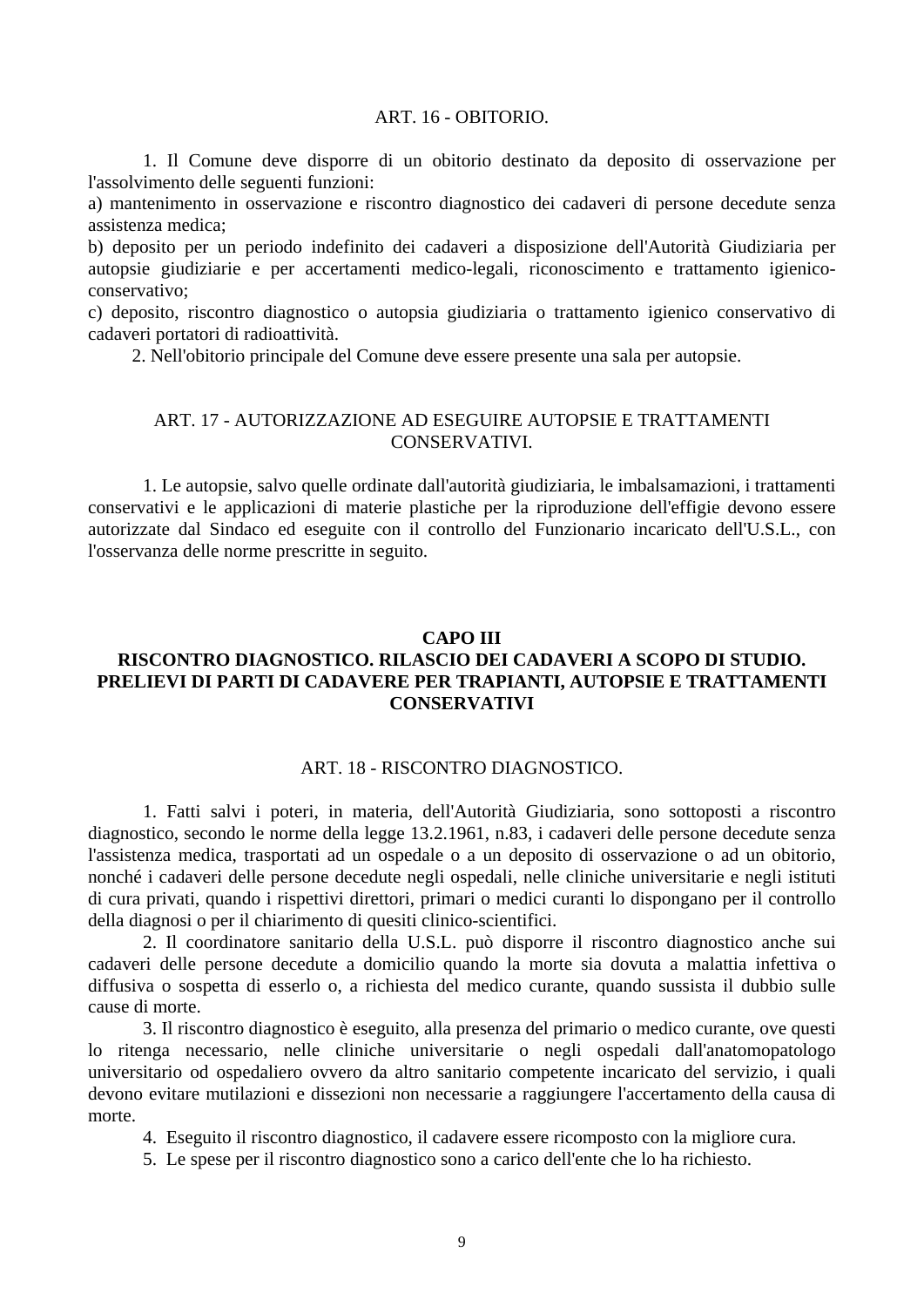### ART. 16 - OBITORIO.

1. Il Comune deve disporre di un obitorio destinato da deposito di osservazione per l'assolvimento delle seguenti funzioni:

a) mantenimento in osservazione e riscontro diagnostico dei cadaveri di persone decedute senza assistenza medica;

b) deposito per un periodo indefinito dei cadaveri a disposizione dell'Autorità Giudiziaria per autopsie giudiziarie e per accertamenti medico-legali, riconoscimento e trattamento igienico-conservativo;

c) deposito, riscontro diagnostico o autopsia giudiziaria o trattamento igienico conservativo di cadaveri portatori di radioattività.

2. Nell'obitorio principale del Comune deve essere presente una sala per autopsie.

### ART. 17 - AUTORIZZAZIONE AD ESEGUIRE AUTOPSIE E TRATTAMENTI CONSERVATIVI.

1. Le autopsie, salvo quelle ordinate dall'autorità giudiziaria, le imbalsamazioni, i trattamenti conservativi e le applicazioni di materie plastiche per la riproduzione dell'effigie devono essere autorizzate dal Sindaco ed eseguite con il controllo del Funzionario incaricato dell'U.S.L., con l'osservanza delle norme prescritte in seguito.

## CAPO III
## RISCONTRO DIAGNOSTICO. RILASCIO DEI CADAVERI A SCOPO DI STUDIO. PRELIEVI DI PARTI DI CADAVERE PER TRAPIANTI, AUTOPSIE E TRATTAMENTI CONSERVATIVI

### ART. 18 - RISCONTRO DIAGNOSTICO.

1. Fatti salvi i poteri, in materia, dell'Autorità Giudiziaria, sono sottoposti a riscontro diagnostico, secondo le norme della legge 13.2.1961, n.83, i cadaveri delle persone decedute senza l'assistenza medica, trasportati ad un ospedale o a un deposito di osservazione o ad un obitorio, nonché i cadaveri delle persone decedute negli ospedali, nelle cliniche universitarie e negli istituti di cura privati, quando i rispettivi direttori, primari o medici curanti lo dispongano per il controllo della diagnosi o per il chiarimento di quesiti clinico-scientifici.

2. Il coordinatore sanitario della U.S.L. può disporre il riscontro diagnostico anche sui cadaveri delle persone decedute a domicilio quando la morte sia dovuta a malattia infettiva o diffusiva o sospetta di esserlo o, a richiesta del medico curante, quando sussista il dubbio sulle cause di morte.

3. Il riscontro diagnostico è eseguito, alla presenza del primario o medico curante, ove questi lo ritenga necessario, nelle cliniche universitarie o negli ospedali dall'anatomopatologo universitario od ospedaliero ovvero da altro sanitario competente incaricato del servizio, i quali devono evitare mutilazioni e dissezioni non necessarie a raggiungere l'accertamento della causa di morte.

4. Eseguito il riscontro diagnostico, il cadavere essere ricomposto con la migliore cura.

5. Le spese per il riscontro diagnostico sono a carico dell'ente che lo ha richiesto.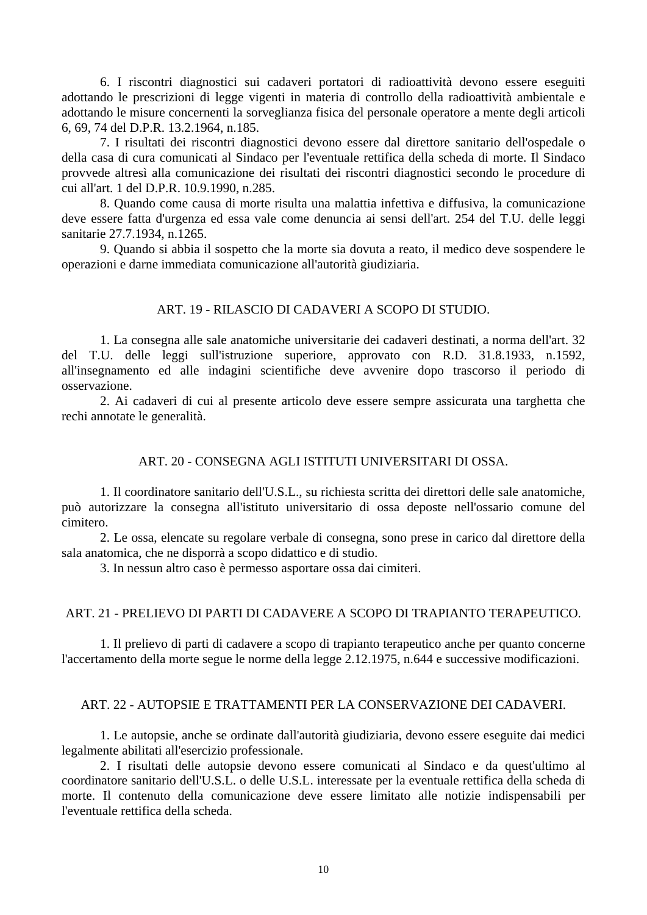6. I riscontri diagnostici sui cadaveri portatori di radioattività devono essere eseguiti adottando le prescrizioni di legge vigenti in materia di controllo della radioattività ambientale e adottando le misure concernenti la sorveglianza fisica del personale operatore a mente degli articoli 6, 69, 74 del D.P.R. 13.2.1964, n.185.

7. I risultati dei riscontri diagnostici devono essere dal direttore sanitario dell'ospedale o della casa di cura comunicati al Sindaco per l'eventuale rettifica della scheda di morte. Il Sindaco provvede altresì alla comunicazione dei risultati dei riscontri diagnostici secondo le procedure di cui all'art. 1 del D.P.R. 10.9.1990, n.285.

8. Quando come causa di morte risulta una malattia infettiva e diffusiva, la comunicazione deve essere fatta d'urgenza ed essa vale come denuncia ai sensi dell'art. 254 del T.U. delle leggi sanitarie 27.7.1934, n.1265.

9. Quando si abbia il sospetto che la morte sia dovuta a reato, il medico deve sospendere le operazioni e darne immediata comunicazione all'autorità giudiziaria.

## ART. 19 - RILASCIO DI CADAVERI A SCOPO DI STUDIO.

1. La consegna alle sale anatomiche universitarie dei cadaveri destinati, a norma dell'art. 32 del T.U. delle leggi sull'istruzione superiore, approvato con R.D. 31.8.1933, n.1592, all'insegnamento ed alle indagini scientifiche deve avvenire dopo trascorso il periodo di osservazione.

2. Ai cadaveri di cui al presente articolo deve essere sempre assicurata una targhetta che rechi annotate le generalità.

## ART. 20 - CONSEGNA AGLI ISTITUTI UNIVERSITARI DI OSSA.

1. Il coordinatore sanitario dell'U.S.L., su richiesta scritta dei direttori delle sale anatomiche, può autorizzare la consegna all'istituto universitario di ossa deposte nell'ossario comune del cimitero.

2. Le ossa, elencate su regolare verbale di consegna, sono prese in carico dal direttore della sala anatomica, che ne disporrà a scopo didattico e di studio.

3. In nessun altro caso è permesso asportare ossa dai cimiteri.

## ART. 21 - PRELIEVO DI PARTI DI CADAVERE A SCOPO DI TRAPIANTO TERAPEUTICO.

1. Il prelievo di parti di cadavere a scopo di trapianto terapeutico anche per quanto concerne l'accertamento della morte segue le norme della legge 2.12.1975, n.644 e successive modificazioni.

## ART. 22 - AUTOPSIE E TRATTAMENTI PER LA CONSERVAZIONE DEI CADAVERI.

1. Le autopsie, anche se ordinate dall'autorità giudiziaria, devono essere eseguite dai medici legalmente abilitati all'esercizio professionale.

2. I risultati delle autopsie devono essere comunicati al Sindaco e da quest'ultimo al coordinatore sanitario dell'U.S.L. o delle U.S.L. interessate per la eventuale rettifica della scheda di morte. Il contenuto della comunicazione deve essere limitato alle notizie indispensabili per l'eventuale rettifica della scheda.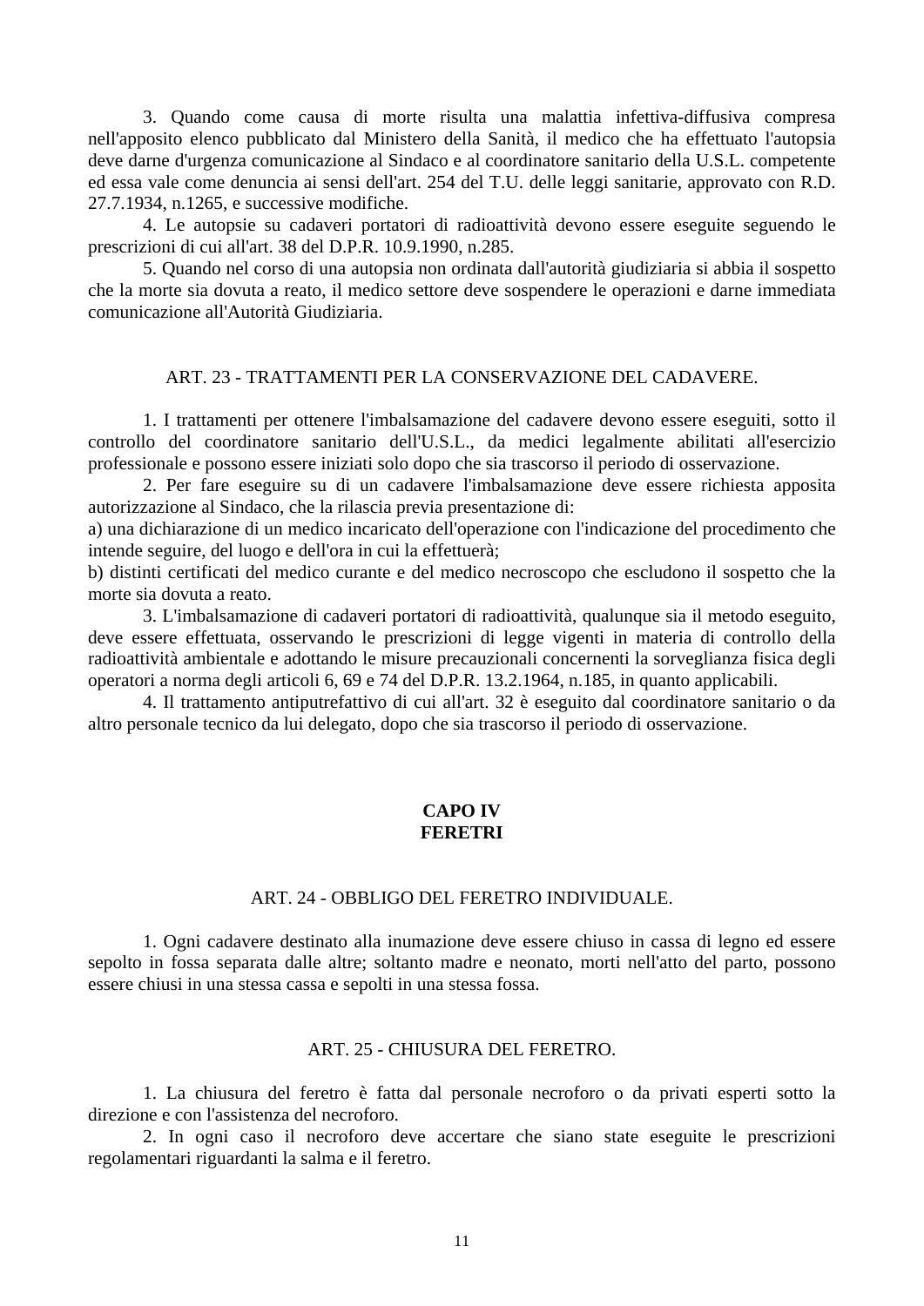3. Quando come causa di morte risulta una malattia infettiva-diffusiva compresa nell'apposito elenco pubblicato dal Ministero della Sanità, il medico che ha effettuato l'autopsia deve darne d'urgenza comunicazione al Sindaco e al coordinatore sanitario della U.S.L. competente ed essa vale come denuncia ai sensi dell'art. 254 del T.U. delle leggi sanitarie, approvato con R.D. 27.7.1934, n.1265, e successive modifiche.

4. Le autopsie su cadaveri portatori di radioattività devono essere eseguite seguendo le prescrizioni di cui all'art. 38 del D.P.R. 10.9.1990, n.285.

5. Quando nel corso di una autopsia non ordinata dall'autorità giudiziaria si abbia il sospetto che la morte sia dovuta a reato, il medico settore deve sospendere le operazioni e darne immediata comunicazione all'Autorità Giudiziaria.

### ART. 23 - TRATTAMENTI PER LA CONSERVAZIONE DEL CADAVERE.

1. I trattamenti per ottenere l'imbalsamazione del cadavere devono essere eseguiti, sotto il controllo del coordinatore sanitario dell'U.S.L., da medici legalmente abilitati all'esercizio professionale e possono essere iniziati solo dopo che sia trascorso il periodo di osservazione.

2. Per fare eseguire su di un cadavere l'imbalsamazione deve essere richiesta apposita autorizzazione al Sindaco, che la rilascia previa presentazione di:

a) una dichiarazione di un medico incaricato dell'operazione con l'indicazione del procedimento che intende seguire, del luogo e dell'ora in cui la effettuerà;

b) distinti certificati del medico curante e del medico necroscopo che escludono il sospetto che la morte sia dovuta a reato.

3. L'imbalsamazione di cadaveri portatori di radioattività, qualunque sia il metodo eseguito, deve essere effettuata, osservando le prescrizioni di legge vigenti in materia di controllo della radioattività ambientale e adottando le misure precauzionali concernenti la sorveglianza fisica degli operatori a norma degli articoli 6, 69 e 74 del D.P.R. 13.2.1964, n.185, in quanto applicabili.

4. Il trattamento antiputrefattivo di cui all'art. 32 è eseguito dal coordinatore sanitario o da altro personale tecnico da lui delegato, dopo che sia trascorso il periodo di osservazione.

## CAPO IV
## FERETRI

### ART. 24 - OBBLIGO DEL FERETRO INDIVIDUALE.

1. Ogni cadavere destinato alla inumazione deve essere chiuso in cassa di legno ed essere sepolto in fossa separata dalle altre; soltanto madre e neonato, morti nell'atto del parto, possono essere chiusi in una stessa cassa e sepolti in una stessa fossa.

### ART. 25 - CHIUSURA DEL FERETRO.

1. La chiusura del feretro è fatta dal personale necroforo o da privati esperti sotto la direzione e con l'assistenza del necroforo.

2. In ogni caso il necroforo deve accertare che siano state eseguite le prescrizioni regolamentari riguardanti la salma e il feretro.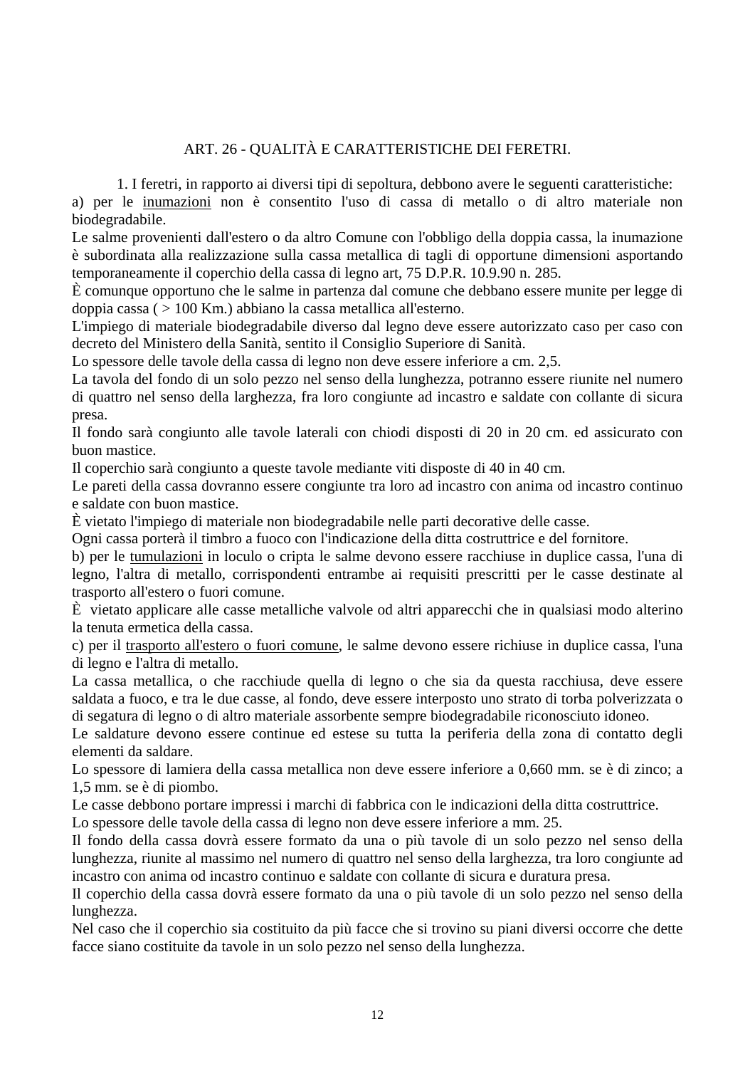## ART. 26 - QUALITÀ E CARATTERISTICHE DEI FERETRI.

1. I feretri, in rapporto ai diversi tipi di sepoltura, debbono avere le seguenti caratteristiche:

a) per le <u>inumazioni</u> non è consentito l'uso di cassa di metallo o di altro materiale non biodegradabile.

Le salme provenienti dall'estero o da altro Comune con l'obbligo della doppia cassa, la inumazione è subordinata alla realizzazione sulla cassa metallica di tagli di opportune dimensioni asportando temporaneamente il coperchio della cassa di legno art, 75 D.P.R. 10.9.90 n. 285.

È comunque opportuno che le salme in partenza dal comune che debbano essere munite per legge di doppia cassa ( > 100 Km.) abbiano la cassa metallica all'esterno.

L'impiego di materiale biodegradabile diverso dal legno deve essere autorizzato caso per caso con decreto del Ministero della Sanità, sentito il Consiglio Superiore di Sanità.

Lo spessore delle tavole della cassa di legno non deve essere inferiore a cm. 2,5.

La tavola del fondo di un solo pezzo nel senso della lunghezza, potranno essere riunite nel numero di quattro nel senso della larghezza, fra loro congiunte ad incastro e saldate con collante di sicura presa.

Il fondo sarà congiunto alle tavole laterali con chiodi disposti di 20 in 20 cm. ed assicurato con buon mastice.

Il coperchio sarà congiunto a queste tavole mediante viti disposte di 40 in 40 cm.

Le pareti della cassa dovranno essere congiunte tra loro ad incastro con anima od incastro continuo e saldate con buon mastice.

È vietato l'impiego di materiale non biodegradabile nelle parti decorative delle casse.

Ogni cassa porterà il timbro a fuoco con l'indicazione della ditta costruttrice e del fornitore.

b) per le <u>tumulazioni</u> in loculo o cripta le salme devono essere racchiuse in duplice cassa, l'una di legno, l'altra di metallo, corrispondenti entrambe ai requisiti prescritti per le casse destinate al trasporto all'estero o fuori comune.

È vietato applicare alle casse metalliche valvole od altri apparecchi che in qualsiasi modo alterino la tenuta ermetica della cassa.

c) per il <u>trasporto all'estero o fuori comune</u>, le salme devono essere richiuse in duplice cassa, l'una di legno e l'altra di metallo.

La cassa metallica, o che racchiude quella di legno o che sia da questa racchiusa, deve essere saldata a fuoco, e tra le due casse, al fondo, deve essere interposto uno strato di torba polverizzata o di segatura di legno o di altro materiale assorbente sempre biodegradabile riconosciuto idoneo.

Le saldature devono essere continue ed estese su tutta la periferia della zona di contatto degli elementi da saldare.

Lo spessore di lamiera della cassa metallica non deve essere inferiore a 0,660 mm. se è di zinco; a 1,5 mm. se è di piombo.

Le casse debbono portare impressi i marchi di fabbrica con le indicazioni della ditta costruttrice.

Lo spessore delle tavole della cassa di legno non deve essere inferiore a mm. 25.

Il fondo della cassa dovrà essere formato da una o più tavole di un solo pezzo nel senso della lunghezza, riunite al massimo nel numero di quattro nel senso della larghezza, tra loro congiunte ad incastro con anima od incastro continuo e saldate con collante di sicura e duratura presa.

Il coperchio della cassa dovrà essere formato da una o più tavole di un solo pezzo nel senso della lunghezza.

Nel caso che il coperchio sia costituito da più facce che si trovino su piani diversi occorre che dette facce siano costituite da tavole in un solo pezzo nel senso della lunghezza.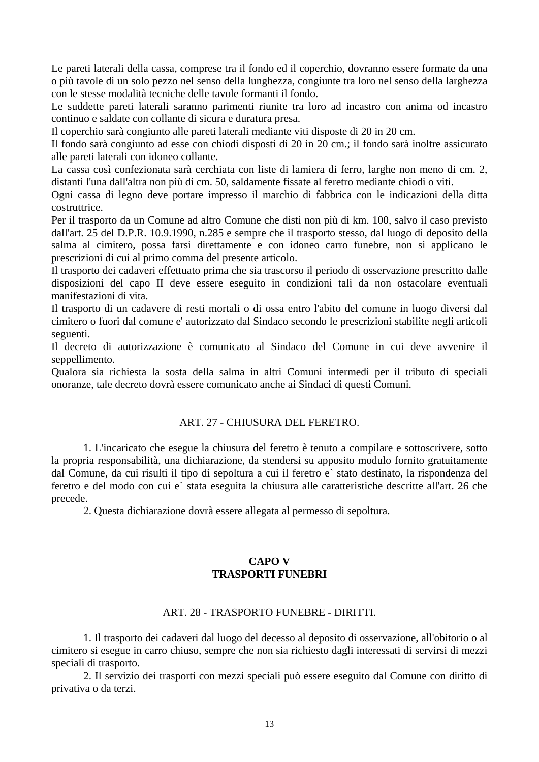Le pareti laterali della cassa, comprese tra il fondo ed il coperchio, dovranno essere formate da una o più tavole di un solo pezzo nel senso della lunghezza, congiunte tra loro nel senso della larghezza con le stesse modalità tecniche delle tavole formanti il fondo.
Le suddette pareti laterali saranno parimenti riunite tra loro ad incastro con anima od incastro continuo e saldate con collante di sicura e duratura presa.
Il coperchio sarà congiunto alle pareti laterali mediante viti disposte di 20 in 20 cm.
Il fondo sarà congiunto ad esse con chiodi disposti di 20 in 20 cm.; il fondo sarà inoltre assicurato alle pareti laterali con idoneo collante.
La cassa così confezionata sarà cerchiata con liste di lamiera di ferro, larghe non meno di cm. 2, distanti l'una dall'altra non più di cm. 50, saldamente fissate al feretro mediante chiodi o viti.
Ogni cassa di legno deve portare impresso il marchio di fabbrica con le indicazioni della ditta costruttrice.
Per il trasporto da un Comune ad altro Comune che disti non più di km. 100, salvo il caso previsto dall'art. 25 del D.P.R. 10.9.1990, n.285 e sempre che il trasporto stesso, dal luogo di deposito della salma al cimitero, possa farsi direttamente e con idoneo carro funebre, non si applicano le prescrizioni di cui al primo comma del presente articolo.
Il trasporto dei cadaveri effettuato prima che sia trascorso il periodo di osservazione prescritto dalle disposizioni del capo II deve essere eseguito in condizioni tali da non ostacolare eventuali manifestazioni di vita.
Il trasporto di un cadavere di resti mortali o di ossa entro l'abito del comune in luogo diversi dal cimitero o fuori dal comune e' autorizzato dal Sindaco secondo le prescrizioni stabilite negli articoli seguenti.
Il decreto di autorizzazione è comunicato al Sindaco del Comune in cui deve avvenire il seppellimento.
Qualora sia richiesta la sosta della salma in altri Comuni intermedi per il tributo di speciali onoranze, tale decreto dovrà essere comunicato anche ai Sindaci di questi Comuni.

### ART. 27 - CHIUSURA DEL FERETRO.

1. L'incaricato che esegue la chiusura del feretro è tenuto a compilare e sottoscrivere, sotto la propria responsabilità, una dichiarazione, da stendersi su apposito modulo fornito gratuitamente dal Comune, da cui risulti il tipo di sepoltura a cui il feretro e` stato destinato, la rispondenza del feretro e del modo con cui e` stata eseguita la chiusura alle caratteristiche descritte all'art. 26 che precede.
2. Questa dichiarazione dovrà essere allegata al permesso di sepoltura.

## CAPO V
## TRASPORTI FUNEBRI

### ART. 28 - TRASPORTO FUNEBRE - DIRITTI.

1. Il trasporto dei cadaveri dal luogo del decesso al deposito di osservazione, all'obitorio o al cimitero si esegue in carro chiuso, sempre che non sia richiesto dagli interessati di servirsi di mezzi speciali di trasporto.
2. Il servizio dei trasporti con mezzi speciali può essere eseguito dal Comune con diritto di privativa o da terzi.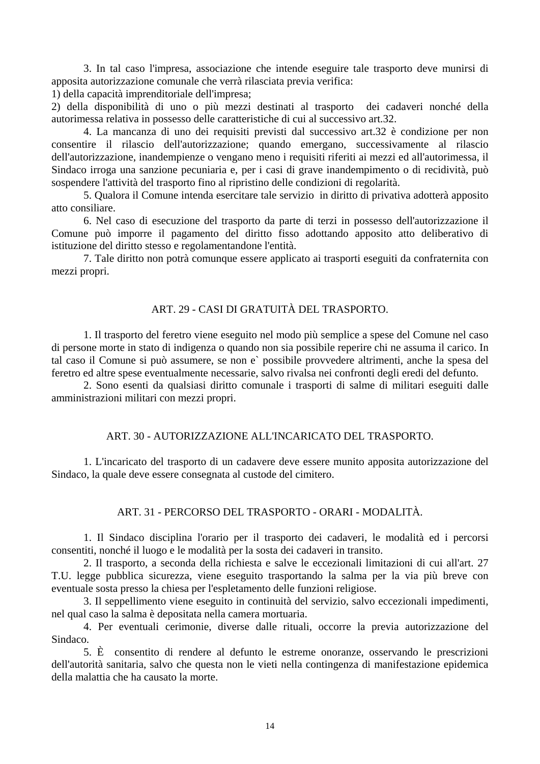3. In tal caso l'impresa, associazione che intende eseguire tale trasporto deve munirsi di apposita autorizzazione comunale che verrà rilasciata previa verifica:

1) della capacità imprenditoriale dell'impresa;

2) della disponibilità di uno o più mezzi destinati al trasporto dei cadaveri nonché della autorimessa relativa in possesso delle caratteristiche di cui al successivo art.32.

4. La mancanza di uno dei requisiti previsti dal successivo art.32 è condizione per non consentire il rilascio dell'autorizzazione; quando emergano, successivamente al rilascio dell'autorizzazione, inandempienze o vengano meno i requisiti riferiti ai mezzi ed all'autorimessa, il Sindaco irroga una sanzione pecuniaria e, per i casi di grave inandempimento o di recidività, può sospendere l'attività del trasporto fino al ripristino delle condizioni di regolarità.

5. Qualora il Comune intenda esercitare tale servizio in diritto di privativa adotterà apposito atto consiliare.

6. Nel caso di esecuzione del trasporto da parte di terzi in possesso dell'autorizzazione il Comune può imporre il pagamento del diritto fisso adottando apposito atto deliberativo di istituzione del diritto stesso e regolamentandone l'entità.

7. Tale diritto non potrà comunque essere applicato ai trasporti eseguiti da confraternita con mezzi propri.

## ART. 29 - CASI DI GRATUITÀ DEL TRASPORTO.

1. Il trasporto del feretro viene eseguito nel modo più semplice a spese del Comune nel caso di persone morte in stato di indigenza o quando non sia possibile reperire chi ne assuma il carico. In tal caso il Comune si può assumere, se non e` possibile provvedere altrimenti, anche la spesa del feretro ed altre spese eventualmente necessarie, salvo rivalsa nei confronti degli eredi del defunto.

2. Sono esenti da qualsiasi diritto comunale i trasporti di salme di militari eseguiti dalle amministrazioni militari con mezzi propri.

## ART. 30 - AUTORIZZAZIONE ALL'INCARICATO DEL TRASPORTO.

1. L'incaricato del trasporto di un cadavere deve essere munito apposita autorizzazione del Sindaco, la quale deve essere consegnata al custode del cimitero.

## ART. 31 - PERCORSO DEL TRASPORTO - ORARI - MODALITÀ.

1. Il Sindaco disciplina l'orario per il trasporto dei cadaveri, le modalità ed i percorsi consentiti, nonché il luogo e le modalità per la sosta dei cadaveri in transito.

2. Il trasporto, a seconda della richiesta e salve le eccezionali limitazioni di cui all'art. 27 T.U. legge pubblica sicurezza, viene eseguito trasportando la salma per la via più breve con eventuale sosta presso la chiesa per l'espletamento delle funzioni religiose.

3. Il seppellimento viene eseguito in continuità del servizio, salvo eccezionali impedimenti, nel qual caso la salma è depositata nella camera mortuaria.

4. Per eventuali cerimonie, diverse dalle rituali, occorre la previa autorizzazione del Sindaco.

5. È consentito di rendere al defunto le estreme onoranze, osservando le prescrizioni dell'autorità sanitaria, salvo che questa non le vieti nella contingenza di manifestazione epidemica della malattia che ha causato la morte.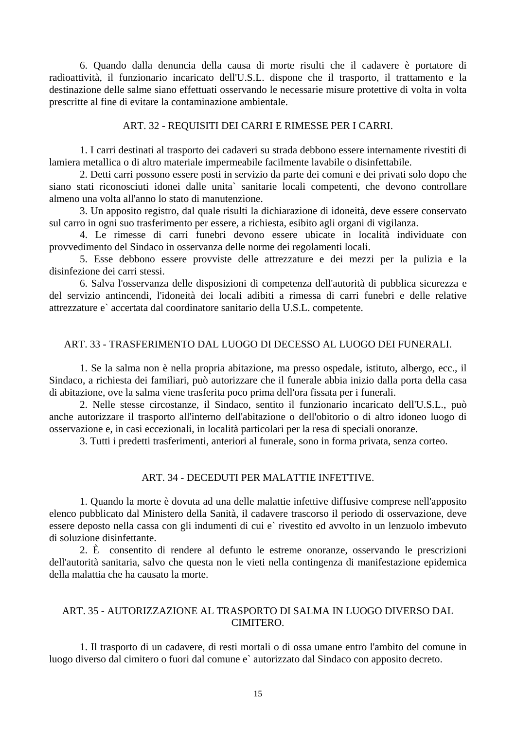6. Quando dalla denuncia della causa di morte risulti che il cadavere è portatore di radioattività, il funzionario incaricato dell'U.S.L. dispone che il trasporto, il trattamento e la destinazione delle salme siano effettuati osservando le necessarie misure protettive di volta in volta prescritte al fine di evitare la contaminazione ambientale.

## ART. 32 - REQUISITI DEI CARRI E RIMESSE PER I CARRI.

1. I carri destinati al trasporto dei cadaveri su strada debbono essere internamente rivestiti di lamiera metallica o di altro materiale impermeabile facilmente lavabile o disinfettabile.

2. Detti carri possono essere posti in servizio da parte dei comuni e dei privati solo dopo che siano stati riconosciuti idonei dalle unita` sanitarie locali competenti, che devono controllare almeno una volta all'anno lo stato di manutenzione.

3. Un apposito registro, dal quale risulti la dichiarazione di idoneità, deve essere conservato sul carro in ogni suo trasferimento per essere, a richiesta, esibito agli organi di vigilanza.

4. Le rimesse di carri funebri devono essere ubicate in località individuate con provvedimento del Sindaco in osservanza delle norme dei regolamenti locali.

5. Esse debbono essere provviste delle attrezzature e dei mezzi per la pulizia e la disinfezione dei carri stessi.

6. Salva l'osservanza delle disposizioni di competenza dell'autorità di pubblica sicurezza e del servizio antincendi, l'idoneità dei locali adibiti a rimessa di carri funebri e delle relative attrezzature e` accertata dal coordinatore sanitario della U.S.L. competente.

## ART. 33 - TRASFERIMENTO DAL LUOGO DI DECESSO AL LUOGO DEI FUNERALI.

1. Se la salma non è nella propria abitazione, ma presso ospedale, istituto, albergo, ecc., il Sindaco, a richiesta dei familiari, può autorizzare che il funerale abbia inizio dalla porta della casa di abitazione, ove la salma viene trasferita poco prima dell'ora fissata per i funerali.

2. Nelle stesse circostanze, il Sindaco, sentito il funzionario incaricato dell'U.S.L., può anche autorizzare il trasporto all'interno dell'abitazione o dell'obitorio o di altro idoneo luogo di osservazione e, in casi eccezionali, in località particolari per la resa di speciali onoranze.

3. Tutti i predetti trasferimenti, anteriori al funerale, sono in forma privata, senza corteo.

## ART. 34 - DECEDUTI PER MALATTIE INFETTIVE.

1. Quando la morte è dovuta ad una delle malattie infettive diffusive comprese nell'apposito elenco pubblicato dal Ministero della Sanità, il cadavere trascorso il periodo di osservazione, deve essere deposto nella cassa con gli indumenti di cui e` rivestito ed avvolto in un lenzuolo imbevuto di soluzione disinfettante.

2. È consentito di rendere al defunto le estreme onoranze, osservando le prescrizioni dell'autorità sanitaria, salvo che questa non le vieti nella contingenza di manifestazione epidemica della malattia che ha causato la morte.

## ART. 35 - AUTORIZZAZIONE AL TRASPORTO DI SALMA IN LUOGO DIVERSO DAL CIMITERO.

1. Il trasporto di un cadavere, di resti mortali o di ossa umane entro l'ambito del comune in luogo diverso dal cimitero o fuori dal comune e` autorizzato dal Sindaco con apposito decreto.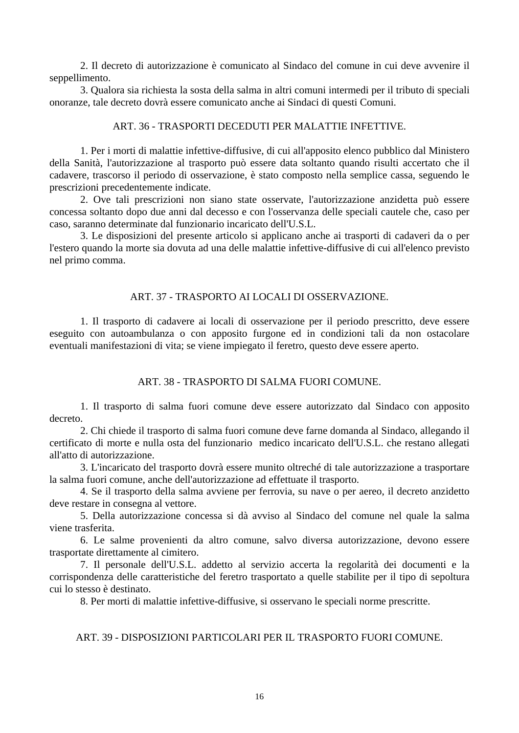2. Il decreto di autorizzazione è comunicato al Sindaco del comune in cui deve avvenire il seppellimento.

3. Qualora sia richiesta la sosta della salma in altri comuni intermedi per il tributo di speciali onoranze, tale decreto dovrà essere comunicato anche ai Sindaci di questi Comuni.

## ART. 36 - TRASPORTI DECEDUTI PER MALATTIE INFETTIVE.

1. Per i morti di malattie infettive-diffusive, di cui all'apposito elenco pubblico dal Ministero della Sanità, l'autorizzazione al trasporto può essere data soltanto quando risulti accertato che il cadavere, trascorso il periodo di osservazione, è stato composto nella semplice cassa, seguendo le prescrizioni precedentemente indicate.

2. Ove tali prescrizioni non siano state osservate, l'autorizzazione anzidetta può essere concessa soltanto dopo due anni dal decesso e con l'osservanza delle speciali cautele che, caso per caso, saranno determinate dal funzionario incaricato dell'U.S.L.

3. Le disposizioni del presente articolo si applicano anche ai trasporti di cadaveri da o per l'estero quando la morte sia dovuta ad una delle malattie infettive-diffusive di cui all'elenco previsto nel primo comma.

## ART. 37 - TRASPORTO AI LOCALI DI OSSERVAZIONE.

1. Il trasporto di cadavere ai locali di osservazione per il periodo prescritto, deve essere eseguito con autoambulanza o con apposito furgone ed in condizioni tali da non ostacolare eventuali manifestazioni di vita; se viene impiegato il feretro, questo deve essere aperto.

## ART. 38 - TRASPORTO DI SALMA FUORI COMUNE.

1. Il trasporto di salma fuori comune deve essere autorizzato dal Sindaco con apposito decreto.

2. Chi chiede il trasporto di salma fuori comune deve farne domanda al Sindaco, allegando il certificato di morte e nulla osta del funzionario medico incaricato dell'U.S.L. che restano allegati all'atto di autorizzazione.

3. L'incaricato del trasporto dovrà essere munito oltreché di tale autorizzazione a trasportare la salma fuori comune, anche dell'autorizzazione ad effettuate il trasporto.

4. Se il trasporto della salma avviene per ferrovia, su nave o per aereo, il decreto anzidetto deve restare in consegna al vettore.

5. Della autorizzazione concessa si dà avviso al Sindaco del comune nel quale la salma viene trasferita.

6. Le salme provenienti da altro comune, salvo diversa autorizzazione, devono essere trasportate direttamente al cimitero.

7. Il personale dell'U.S.L. addetto al servizio accerta la regolarità dei documenti e la corrispondenza delle caratteristiche del feretro trasportato a quelle stabilite per il tipo di sepoltura cui lo stesso è destinato.

8. Per morti di malattie infettive-diffusive, si osservano le speciali norme prescritte.

## ART. 39 - DISPOSIZIONI PARTICOLARI PER IL TRASPORTO FUORI COMUNE.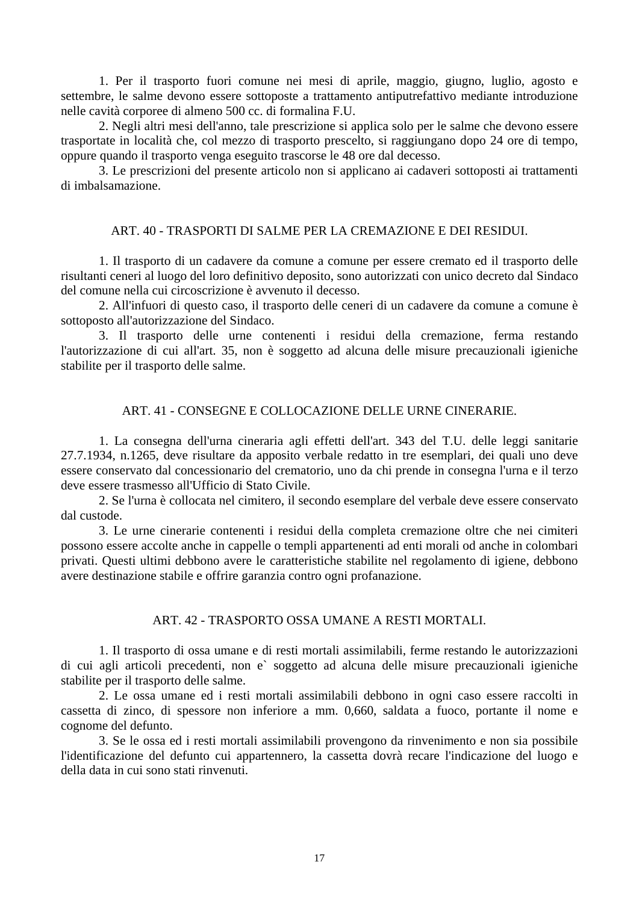1. Per il trasporto fuori comune nei mesi di aprile, maggio, giugno, luglio, agosto e settembre, le salme devono essere sottoposte a trattamento antiputrefattivo mediante introduzione nelle cavità corporee di almeno 500 cc. di formalina F.U.

2. Negli altri mesi dell'anno, tale prescrizione si applica solo per le salme che devono essere trasportate in località che, col mezzo di trasporto prescelto, si raggiungano dopo 24 ore di tempo, oppure quando il trasporto venga eseguito trascorse le 48 ore dal decesso.

3. Le prescrizioni del presente articolo non si applicano ai cadaveri sottoposti ai trattamenti di imbalsamazione.

## ART. 40 - TRASPORTI DI SALME PER LA CREMAZIONE E DEI RESIDUI.

1. Il trasporto di un cadavere da comune a comune per essere cremato ed il trasporto delle risultanti ceneri al luogo del loro definitivo deposito, sono autorizzati con unico decreto dal Sindaco del comune nella cui circoscrizione è avvenuto il decesso.

2. All'infuori di questo caso, il trasporto delle ceneri di un cadavere da comune a comune è sottoposto all'autorizzazione del Sindaco.

3. Il trasporto delle urne contenenti i residui della cremazione, ferma restando l'autorizzazione di cui all'art. 35, non è soggetto ad alcuna delle misure precauzionali igieniche stabilite per il trasporto delle salme.

## ART. 41 - CONSEGNE E COLLOCAZIONE DELLE URNE CINERARIE.

1. La consegna dell'urna cineraria agli effetti dell'art. 343 del T.U. delle leggi sanitarie 27.7.1934, n.1265, deve risultare da apposito verbale redatto in tre esemplari, dei quali uno deve essere conservato dal concessionario del crematorio, uno da chi prende in consegna l'urna e il terzo deve essere trasmesso all'Ufficio di Stato Civile.

2. Se l'urna è collocata nel cimitero, il secondo esemplare del verbale deve essere conservato dal custode.

3. Le urne cinerarie contenenti i residui della completa cremazione oltre che nei cimiteri possono essere accolte anche in cappelle o templi appartenenti ad enti morali od anche in colombari privati. Questi ultimi debbono avere le caratteristiche stabilite nel regolamento di igiene, debbono avere destinazione stabile e offrire garanzia contro ogni profanazione.

## ART. 42 - TRASPORTO OSSA UMANE A RESTI MORTALI.

1. Il trasporto di ossa umane e di resti mortali assimilabili, ferme restando le autorizzazioni di cui agli articoli precedenti, non e` soggetto ad alcuna delle misure precauzionali igieniche stabilite per il trasporto delle salme.

2. Le ossa umane ed i resti mortali assimilabili debbono in ogni caso essere raccolti in cassetta di zinco, di spessore non inferiore a mm. 0,660, saldata a fuoco, portante il nome e cognome del defunto.

3. Se le ossa ed i resti mortali assimilabili provengono da rinvenimento e non sia possibile l'identificazione del defunto cui appartennero, la cassetta dovrà recare l'indicazione del luogo e della data in cui sono stati rinvenuti.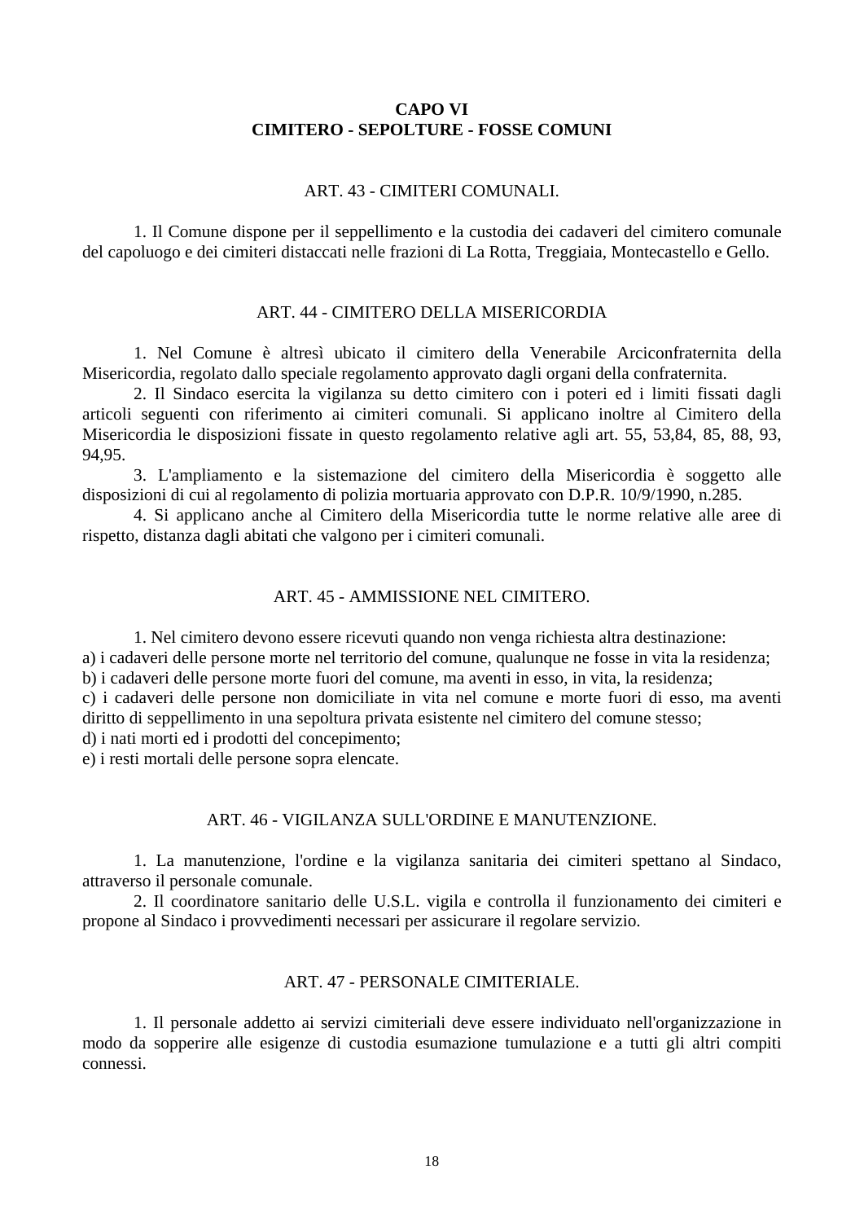## CAPO VI
## CIMITERO - SEPOLTURE - FOSSE COMUNI

### ART. 43 - CIMITERI COMUNALI.

1. Il Comune dispone per il seppellimento e la custodia dei cadaveri del cimitero comunale del capoluogo e dei cimiteri distaccati nelle frazioni di La Rotta, Treggiaia, Montecastello e Gello.

### ART. 44 - CIMITERO DELLA MISERICORDIA

1. Nel Comune è altresì ubicato il cimitero della Venerabile Arciconfraternita della Misericordia, regolato dallo speciale regolamento approvato dagli organi della confraternita.

2. Il Sindaco esercita la vigilanza su detto cimitero con i poteri ed i limiti fissati dagli articoli seguenti con riferimento ai cimiteri comunali. Si applicano inoltre al Cimitero della Misericordia le disposizioni fissate in questo regolamento relative agli art. 55, 53,84, 85, 88, 93, 94,95.

3. L'ampliamento e la sistemazione del cimitero della Misericordia è soggetto alle disposizioni di cui al regolamento di polizia mortuaria approvato con D.P.R. 10/9/1990, n.285.

4. Si applicano anche al Cimitero della Misericordia tutte le norme relative alle aree di rispetto, distanza dagli abitati che valgono per i cimiteri comunali.

### ART. 45 - AMMISSIONE NEL CIMITERO.

1. Nel cimitero devono essere ricevuti quando non venga richiesta altra destinazione:

a) i cadaveri delle persone morte nel territorio del comune, qualunque ne fosse in vita la residenza;
b) i cadaveri delle persone morte fuori del comune, ma aventi in esso, in vita, la residenza;
c) i cadaveri delle persone non domiciliate in vita nel comune e morte fuori di esso, ma aventi diritto di seppellimento in una sepoltura privata esistente nel cimitero del comune stesso;
d) i nati morti ed i prodotti del concepimento;
e) i resti mortali delle persone sopra elencate.

### ART. 46 - VIGILANZA SULL'ORDINE E MANUTENZIONE.

1. La manutenzione, l'ordine e la vigilanza sanitaria dei cimiteri spettano al Sindaco, attraverso il personale comunale.

2. Il coordinatore sanitario delle U.S.L. vigila e controlla il funzionamento dei cimiteri e propone al Sindaco i provvedimenti necessari per assicurare il regolare servizio.

### ART. 47 - PERSONALE CIMITERIALE.

1. Il personale addetto ai servizi cimiteriali deve essere individuato nell'organizzazione in modo da sopperire alle esigenze di custodia esumazione tumulazione e a tutti gli altri compiti connessi.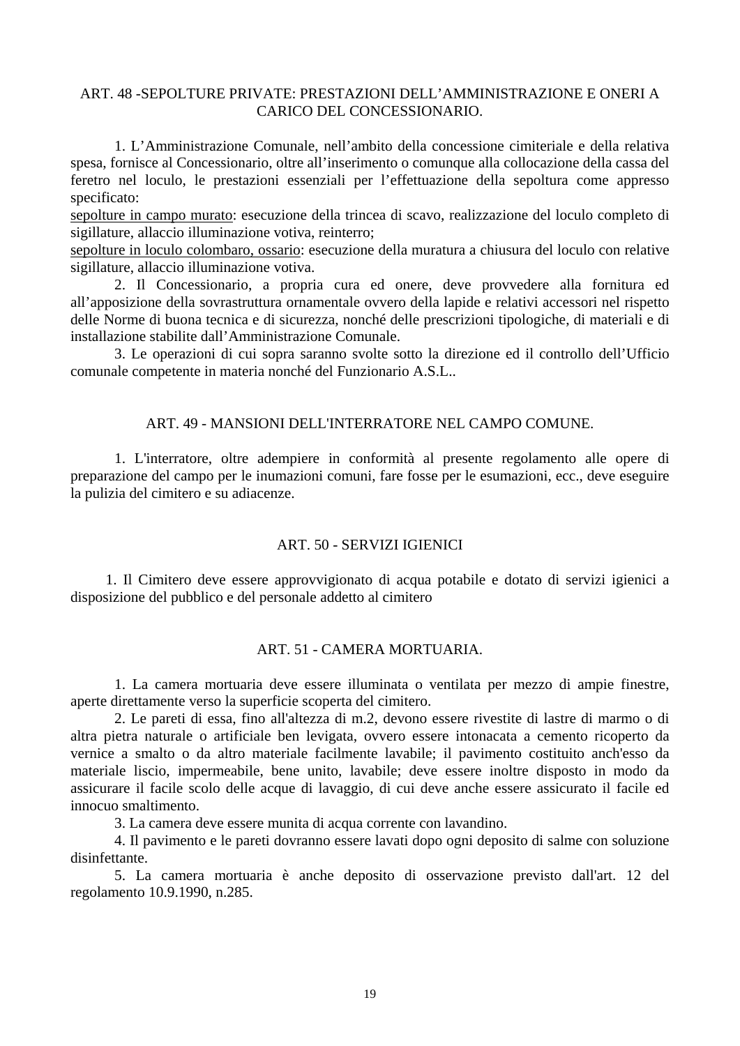## ART. 48 -SEPOLTURE PRIVATE: PRESTAZIONI DELL'AMMINISTRAZIONE E ONERI A CARICO DEL CONCESSIONARIO.

1. L'Amministrazione Comunale, nell'ambito della concessione cimiteriale e della relativa spesa, fornisce al Concessionario, oltre all'inserimento o comunque alla collocazione della cassa del feretro nel loculo, le prestazioni essenziali per l'effettuazione della sepoltura come appresso specificato:

<u>sepolture in campo murato</u>: esecuzione della trincea di scavo, realizzazione del loculo completo di sigillature, allaccio illuminazione votiva, reinterro;

<u>sepolture in loculo colombaro, ossario</u>: esecuzione della muratura a chiusura del loculo con relative sigillature, allaccio illuminazione votiva.

2. Il Concessionario, a propria cura ed onere, deve provvedere alla fornitura ed all'apposizione della sovrastruttura ornamentale ovvero della lapide e relativi accessori nel rispetto delle Norme di buona tecnica e di sicurezza, nonché delle prescrizioni tipologiche, di materiali e di installazione stabilite dall'Amministrazione Comunale.

3. Le operazioni di cui sopra saranno svolte sotto la direzione ed il controllo dell'Ufficio comunale competente in materia nonché del Funzionario A.S.L..

## ART. 49 - MANSIONI DELL'INTERRATORE NEL CAMPO COMUNE.

1. L'interratore, oltre adempiere in conformità al presente regolamento alle opere di preparazione del campo per le inumazioni comuni, fare fosse per le esumazioni, ecc., deve eseguire la pulizia del cimitero e su adiacenze.

## ART. 50 - SERVIZI IGIENICI

1. Il Cimitero deve essere approvvigionato di acqua potabile e dotato di servizi igienici a disposizione del pubblico e del personale addetto al cimitero

## ART. 51 - CAMERA MORTUARIA.

1. La camera mortuaria deve essere illuminata o ventilata per mezzo di ampie finestre, aperte direttamente verso la superficie scoperta del cimitero.

2. Le pareti di essa, fino all'altezza di m.2, devono essere rivestite di lastre di marmo o di altra pietra naturale o artificiale ben levigata, ovvero essere intonacata a cemento ricoperto da vernice a smalto o da altro materiale facilmente lavabile; il pavimento costituito anch'esso da materiale liscio, impermeabile, bene unito, lavabile; deve essere inoltre disposto in modo da assicurare il facile scolo delle acque di lavaggio, di cui deve anche essere assicurato il facile ed innocuo smaltimento.

3. La camera deve essere munita di acqua corrente con lavandino.

4. Il pavimento e le pareti dovranno essere lavati dopo ogni deposito di salme con soluzione disinfettante.

5. La camera mortuaria è anche deposito di osservazione previsto dall'art. 12 del regolamento 10.9.1990, n.285.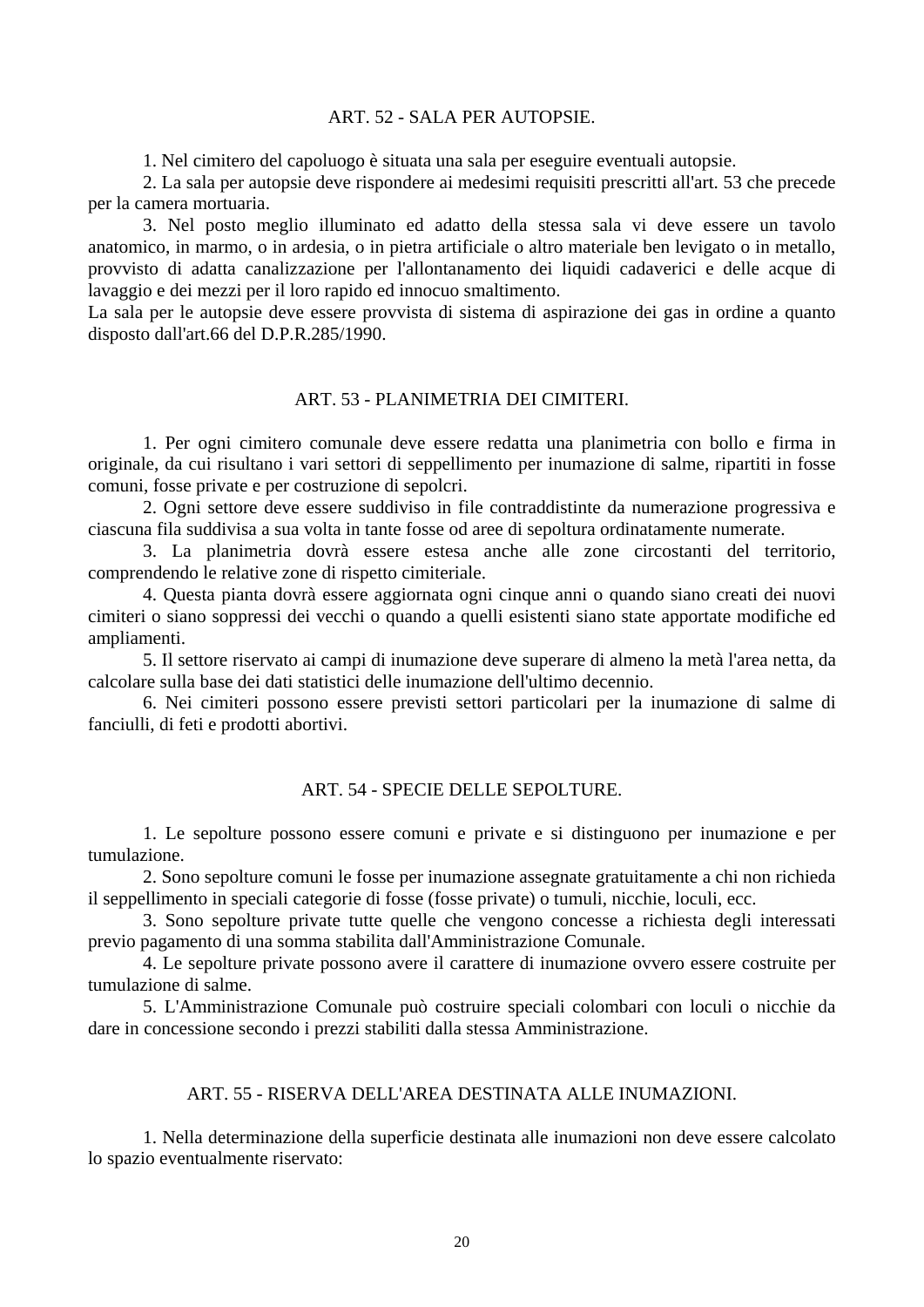## ART. 52 - SALA PER AUTOPSIE.

1. Nel cimitero del capoluogo è situata una sala per eseguire eventuali autopsie.

2. La sala per autopsie deve rispondere ai medesimi requisiti prescritti all'art. 53 che precede per la camera mortuaria.

3. Nel posto meglio illuminato ed adatto della stessa sala vi deve essere un tavolo anatomico, in marmo, o in ardesia, o in pietra artificiale o altro materiale ben levigato o in metallo, provvisto di adatta canalizzazione per l'allontanamento dei liquidi cadaverici e delle acque di lavaggio e dei mezzi per il loro rapido ed innocuo smaltimento.

La sala per le autopsie deve essere provvista di sistema di aspirazione dei gas in ordine a quanto disposto dall'art.66 del D.P.R.285/1990.

## ART. 53 - PLANIMETRIA DEI CIMITERI.

1. Per ogni cimitero comunale deve essere redatta una planimetria con bollo e firma in originale, da cui risultano i vari settori di seppellimento per inumazione di salme, ripartiti in fosse comuni, fosse private e per costruzione di sepolcri.

2. Ogni settore deve essere suddiviso in file contraddistinte da numerazione progressiva e ciascuna fila suddivisa a sua volta in tante fosse od aree di sepoltura ordinatamente numerate.

3. La planimetria dovrà essere estesa anche alle zone circostanti del territorio, comprendendo le relative zone di rispetto cimiteriale.

4. Questa pianta dovrà essere aggiornata ogni cinque anni o quando siano creati dei nuovi cimiteri o siano soppressi dei vecchi o quando a quelli esistenti siano state apportate modifiche ed ampliamenti.

5. Il settore riservato ai campi di inumazione deve superare di almeno la metà l'area netta, da calcolare sulla base dei dati statistici delle inumazione dell'ultimo decennio.

6. Nei cimiteri possono essere previsti settori particolari per la inumazione di salme di fanciulli, di feti e prodotti abortivi.

## ART. 54 - SPECIE DELLE SEPOLTURE.

1. Le sepolture possono essere comuni e private e si distinguono per inumazione e per tumulazione.

2. Sono sepolture comuni le fosse per inumazione assegnate gratuitamente a chi non richieda il seppellimento in speciali categorie di fosse (fosse private) o tumuli, nicchie, loculi, ecc.

3. Sono sepolture private tutte quelle che vengono concesse a richiesta degli interessati previo pagamento di una somma stabilita dall'Amministrazione Comunale.

4. Le sepolture private possono avere il carattere di inumazione ovvero essere costruite per tumulazione di salme.

5. L'Amministrazione Comunale può costruire speciali colombari con loculi o nicchie da dare in concessione secondo i prezzi stabiliti dalla stessa Amministrazione.

## ART. 55 - RISERVA DELL'AREA DESTINATA ALLE INUMAZIONI.

1. Nella determinazione della superficie destinata alle inumazioni non deve essere calcolato lo spazio eventualmente riservato: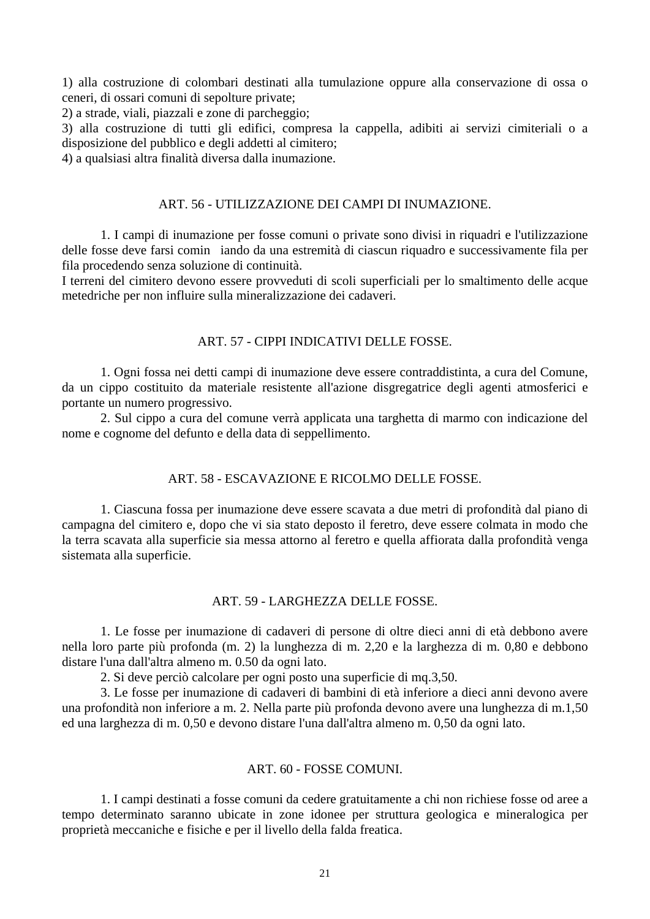1) alla costruzione di colombari destinati alla tumulazione oppure alla conservazione di ossa o ceneri, di ossari comuni di sepolture private;
2) a strade, viali, piazzali e zone di parcheggio;
3) alla costruzione di tutti gli edifici, compresa la cappella, adibiti ai servizi cimiteriali o a disposizione del pubblico e degli addetti al cimitero;
4) a qualsiasi altra finalità diversa dalla inumazione.

## ART. 56 - UTILIZZAZIONE DEI CAMPI DI INUMAZIONE.

1. I campi di inumazione per fosse comuni o private sono divisi in riquadri e l'utilizzazione delle fosse deve farsi comin iando da una estremità di ciascun riquadro e successivamente fila per fila procedendo senza soluzione di continuità.
I terreni del cimitero devono essere provveduti di scoli superficiali per lo smaltimento delle acque metedriche per non influire sulla mineralizzazione dei cadaveri.

## ART. 57 - CIPPI INDICATIVI DELLE FOSSE.

1. Ogni fossa nei detti campi di inumazione deve essere contraddistinta, a cura del Comune, da un cippo costituito da materiale resistente all'azione disgregatrice degli agenti atmosferici e portante un numero progressivo.

2. Sul cippo a cura del comune verrà applicata una targhetta di marmo con indicazione del nome e cognome del defunto e della data di seppellimento.

## ART. 58 - ESCAVAZIONE E RICOLMO DELLE FOSSE.

1. Ciascuna fossa per inumazione deve essere scavata a due metri di profondità dal piano di campagna del cimitero e, dopo che vi sia stato deposto il feretro, deve essere colmata in modo che la terra scavata alla superficie sia messa attorno al feretro e quella affiorata dalla profondità venga sistemata alla superficie.

## ART. 59 - LARGHEZZA DELLE FOSSE.

1. Le fosse per inumazione di cadaveri di persone di oltre dieci anni di età debbono avere nella loro parte più profonda (m. 2) la lunghezza di m. 2,20 e la larghezza di m. 0,80 e debbono distare l'una dall'altra almeno m. 0.50 da ogni lato.

2. Si deve perciò calcolare per ogni posto una superficie di mq.3,50.

3. Le fosse per inumazione di cadaveri di bambini di età inferiore a dieci anni devono avere una profondità non inferiore a m. 2. Nella parte più profonda devono avere una lunghezza di m.1,50 ed una larghezza di m. 0,50 e devono distare l'una dall'altra almeno m. 0,50 da ogni lato.

## ART. 60 - FOSSE COMUNI.

1. I campi destinati a fosse comuni da cedere gratuitamente a chi non richiese fosse od aree a tempo determinato saranno ubicate in zone idonee per struttura geologica e mineralogica per proprietà meccaniche e fisiche e per il livello della falda freatica.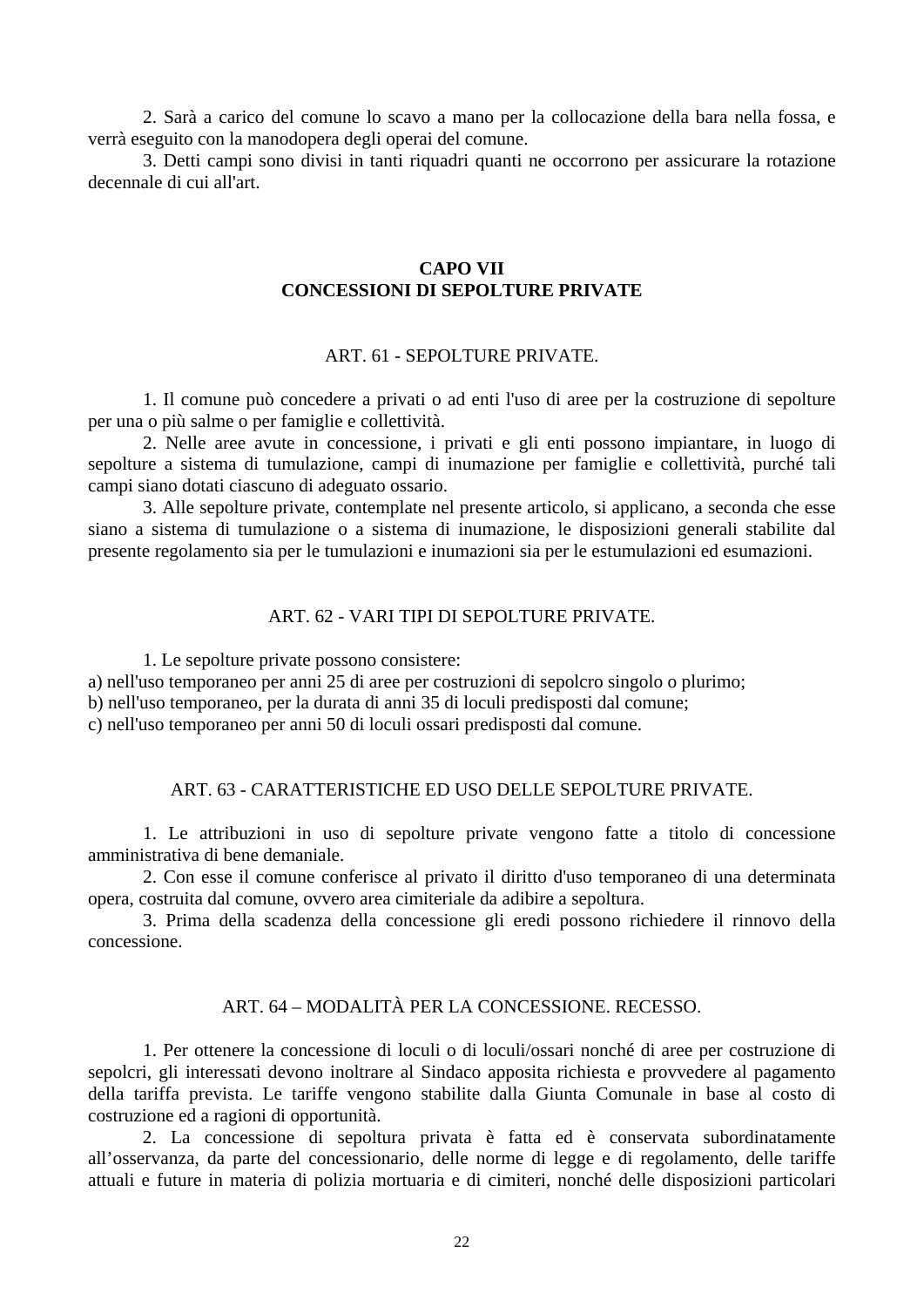2. Sarà a carico del comune lo scavo a mano per la collocazione della bara nella fossa, e verrà eseguito con la manodopera degli operai del comune.

3. Detti campi sono divisi in tanti riquadri quanti ne occorrono per assicurare la rotazione decennale di cui all'art.

## CAPO VII
## CONCESSIONI DI SEPOLTURE PRIVATE

### ART. 61 - SEPOLTURE PRIVATE.

1. Il comune può concedere a privati o ad enti l'uso di aree per la costruzione di sepolture per una o più salme o per famiglie e collettività.

2. Nelle aree avute in concessione, i privati e gli enti possono impiantare, in luogo di sepolture a sistema di tumulazione, campi di inumazione per famiglie e collettività, purché tali campi siano dotati ciascuno di adeguato ossario.

3. Alle sepolture private, contemplate nel presente articolo, si applicano, a seconda che esse siano a sistema di tumulazione o a sistema di inumazione, le disposizioni generali stabilite dal presente regolamento sia per le tumulazioni e inumazioni sia per le estumulazioni ed esumazioni.

### ART. 62 - VARI TIPI DI SEPOLTURE PRIVATE.

1. Le sepolture private possono consistere:

a) nell'uso temporaneo per anni 25 di aree per costruzioni di sepolcro singolo o plurimo;
b) nell'uso temporaneo, per la durata di anni 35 di loculi predisposti dal comune;
c) nell'uso temporaneo per anni 50 di loculi ossari predisposti dal comune.

### ART. 63 - CARATTERISTICHE ED USO DELLE SEPOLTURE PRIVATE.

1. Le attribuzioni in uso di sepolture private vengono fatte a titolo di concessione amministrativa di bene demaniale.

2. Con esse il comune conferisce al privato il diritto d'uso temporaneo di una determinata opera, costruita dal comune, ovvero area cimiteriale da adibire a sepoltura.

3. Prima della scadenza della concessione gli eredi possono richiedere il rinnovo della concessione.

### ART. 64 – MODALITÀ PER LA CONCESSIONE. RECESSO.

1. Per ottenere la concessione di loculi o di loculi/ossari nonché di aree per costruzione di sepolcri, gli interessati devono inoltrare al Sindaco apposita richiesta e provvedere al pagamento della tariffa prevista. Le tariffe vengono stabilite dalla Giunta Comunale in base al costo di costruzione ed a ragioni di opportunità.

2. La concessione di sepoltura privata è fatta ed è conservata subordinatamente all'osservanza, da parte del concessionario, delle norme di legge e di regolamento, delle tariffe attuali e future in materia di polizia mortuaria e di cimiteri, nonché delle disposizioni particolari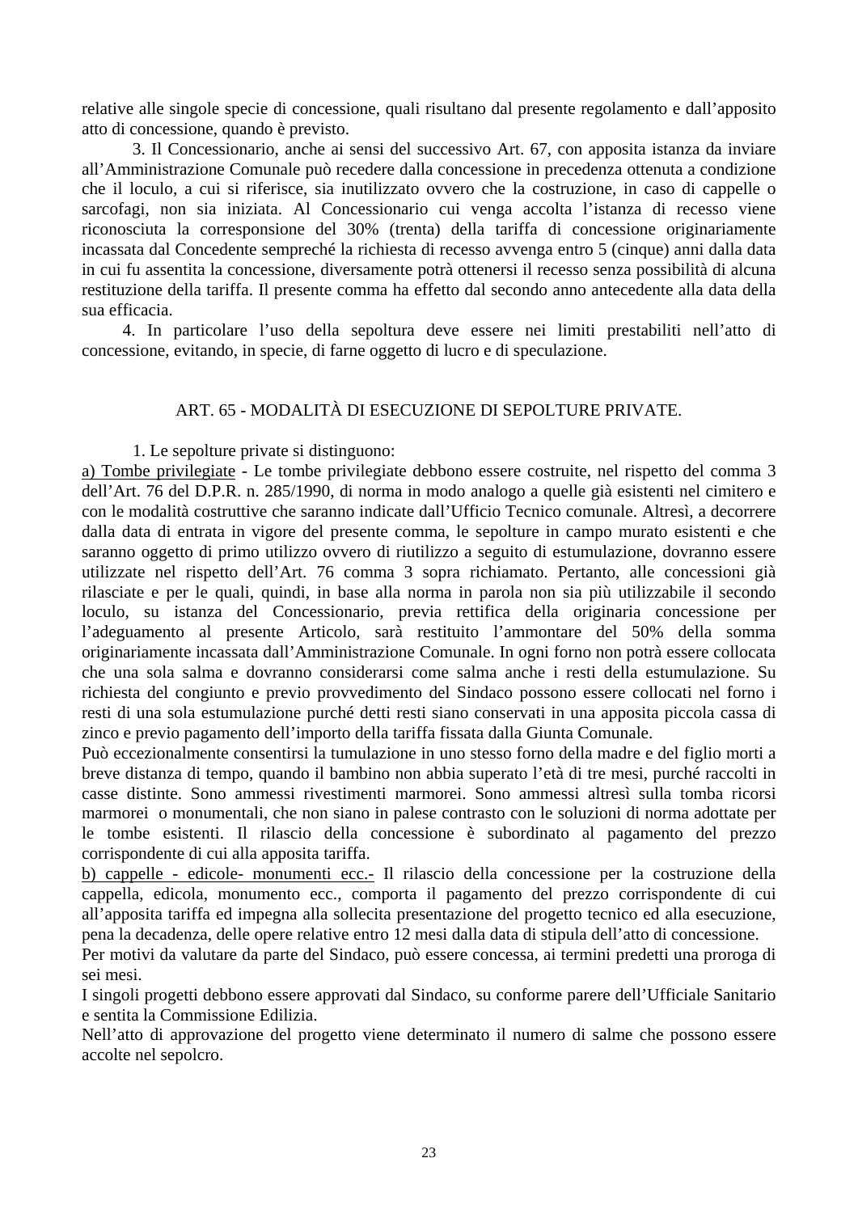relative alle singole specie di concessione, quali risultano dal presente regolamento e dall'apposito atto di concessione, quando è previsto.

3. Il Concessionario, anche ai sensi del successivo Art. 67, con apposita istanza da inviare all'Amministrazione Comunale può recedere dalla concessione in precedenza ottenuta a condizione che il loculo, a cui si riferisce, sia inutilizzato ovvero che la costruzione, in caso di cappelle o sarcofagi, non sia iniziata. Al Concessionario cui venga accolta l'istanza di recesso viene riconosciuta la corresponsione del 30% (trenta) della tariffa di concessione originariamente incassata dal Concedente sempreché la richiesta di recesso avvenga entro 5 (cinque) anni dalla data in cui fu assentita la concessione, diversamente potrà ottenersi il recesso senza possibilità di alcuna restituzione della tariffa. Il presente comma ha effetto dal secondo anno antecedente alla data della sua efficacia.

4. In particolare l'uso della sepoltura deve essere nei limiti prestabiliti nell'atto di concessione, evitando, in specie, di farne oggetto di lucro e di speculazione.

## ART. 65 - MODALITÀ DI ESECUZIONE DI SEPOLTURE PRIVATE.

1. Le sepolture private si distinguono:

a) Tombe privilegiate - Le tombe privilegiate debbono essere costruite, nel rispetto del comma 3 dell'Art. 76 del D.P.R. n. 285/1990, di norma in modo analogo a quelle già esistenti nel cimitero e con le modalità costruttive che saranno indicate dall'Ufficio Tecnico comunale. Altresì, a decorrere dalla data di entrata in vigore del presente comma, le sepolture in campo murato esistenti e che saranno oggetto di primo utilizzo ovvero di riutilizzo a seguito di estumulazione, dovranno essere utilizzate nel rispetto dell'Art. 76 comma 3 sopra richiamato. Pertanto, alle concessioni già rilasciate e per le quali, quindi, in base alla norma in parola non sia più utilizzabile il secondo loculo, su istanza del Concessionario, previa rettifica della originaria concessione per l'adeguamento al presente Articolo, sarà restituito l'ammontare del 50% della somma originariamente incassata dall'Amministrazione Comunale. In ogni forno non potrà essere collocata che una sola salma e dovranno considerarsi come salma anche i resti della estumulazione. Su richiesta del congiunto e previo provvedimento del Sindaco possono essere collocati nel forno i resti di una sola estumulazione purché detti resti siano conservati in una apposita piccola cassa di zinco e previo pagamento dell'importo della tariffa fissata dalla Giunta Comunale.

Può eccezionalmente consentirsi la tumulazione in uno stesso forno della madre e del figlio morti a breve distanza di tempo, quando il bambino non abbia superato l'età di tre mesi, purché raccolti in casse distinte. Sono ammessi rivestimenti marmorei. Sono ammessi altresì sulla tomba ricorsi marmorei o monumentali, che non siano in palese contrasto con le soluzioni di norma adottate per le tombe esistenti. Il rilascio della concessione è subordinato al pagamento del prezzo corrispondente di cui alla apposita tariffa.

b) cappelle - edicole- monumenti ecc.- Il rilascio della concessione per la costruzione della cappella, edicola, monumento ecc., comporta il pagamento del prezzo corrispondente di cui all'apposita tariffa ed impegna alla sollecita presentazione del progetto tecnico ed alla esecuzione, pena la decadenza, delle opere relative entro 12 mesi dalla data di stipula dell'atto di concessione.

Per motivi da valutare da parte del Sindaco, può essere concessa, ai termini predetti una proroga di sei mesi.

I singoli progetti debbono essere approvati dal Sindaco, su conforme parere dell'Ufficiale Sanitario e sentita la Commissione Edilizia.

Nell'atto di approvazione del progetto viene determinato il numero di salme che possono essere accolte nel sepolcro.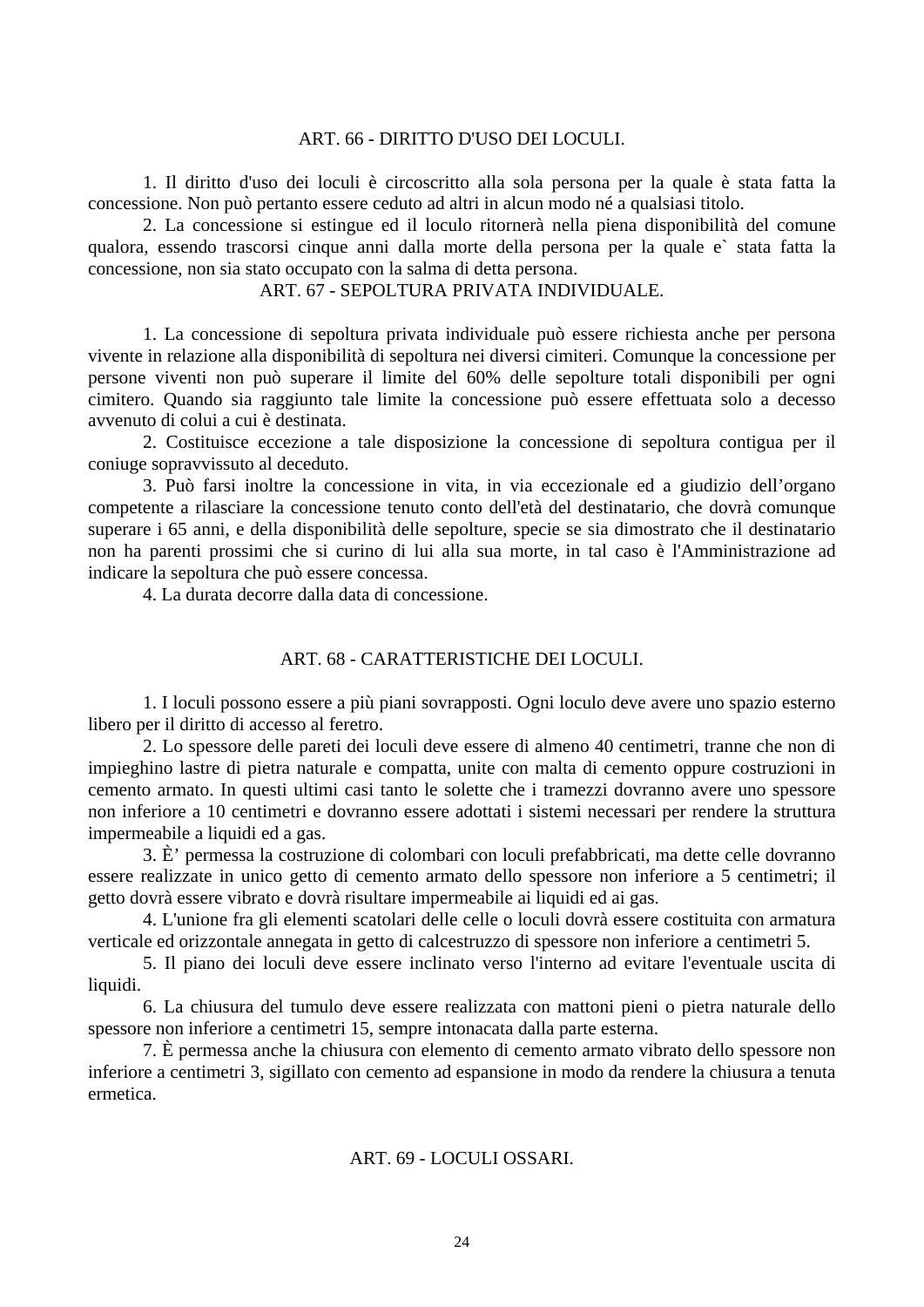## ART. 66 - DIRITTO D'USO DEI LOCULI.

1. Il diritto d'uso dei loculi è circoscritto alla sola persona per la quale è stata fatta la concessione. Non può pertanto essere ceduto ad altri in alcun modo né a qualsiasi titolo.

2. La concessione si estingue ed il loculo ritornerà nella piena disponibilità del comune qualora, essendo trascorsi cinque anni dalla morte della persona per la quale e` stata fatta la concessione, non sia stato occupato con la salma di detta persona.

## ART. 67 - SEPOLTURA PRIVATA INDIVIDUALE.

1. La concessione di sepoltura privata individuale può essere richiesta anche per persona vivente in relazione alla disponibilità di sepoltura nei diversi cimiteri. Comunque la concessione per persone viventi non può superare il limite del 60% delle sepolture totali disponibili per ogni cimitero. Quando sia raggiunto tale limite la concessione può essere effettuata solo a decesso avvenuto di colui a cui è destinata.

2. Costituisce eccezione a tale disposizione la concessione di sepoltura contigua per il coniuge sopravvissuto al deceduto.

3. Può farsi inoltre la concessione in vita, in via eccezionale ed a giudizio dell’organo competente a rilasciare la concessione tenuto conto dell'età del destinatario, che dovrà comunque superare i 65 anni, e della disponibilità delle sepolture, specie se sia dimostrato che il destinatario non ha parenti prossimi che si curino di lui alla sua morte, in tal caso è l'Amministrazione ad indicare la sepoltura che può essere concessa.

4. La durata decorre dalla data di concessione.

## ART. 68 - CARATTERISTICHE DEI LOCULI.

1. I loculi possono essere a più piani sovrapposti. Ogni loculo deve avere uno spazio esterno libero per il diritto di accesso al feretro.

2. Lo spessore delle pareti dei loculi deve essere di almeno 40 centimetri, tranne che non di impieghino lastre di pietra naturale e compatta, unite con malta di cemento oppure costruzioni in cemento armato. In questi ultimi casi tanto le solette che i tramezzi dovranno avere uno spessore non inferiore a 10 centimetri e dovranno essere adottati i sistemi necessari per rendere la struttura impermeabile a liquidi ed a gas.

3. È’ permessa la costruzione di colombari con loculi prefabbricati, ma dette celle dovranno essere realizzate in unico getto di cemento armato dello spessore non inferiore a 5 centimetri; il getto dovrà essere vibrato e dovrà risultare impermeabile ai liquidi ed ai gas.

4. L'unione fra gli elementi scatolari delle celle o loculi dovrà essere costituita con armatura verticale ed orizzontale annegata in getto di calcestruzzo di spessore non inferiore a centimetri 5.

5. Il piano dei loculi deve essere inclinato verso l'interno ad evitare l'eventuale uscita di liquidi.

6. La chiusura del tumulo deve essere realizzata con mattoni pieni o pietra naturale dello spessore non inferiore a centimetri 15, sempre intonacata dalla parte esterna.

7. È permessa anche la chiusura con elemento di cemento armato vibrato dello spessore non inferiore a centimetri 3, sigillato con cemento ad espansione in modo da rendere la chiusura a tenuta ermetica.

## ART. 69 - LOCULI OSSARI.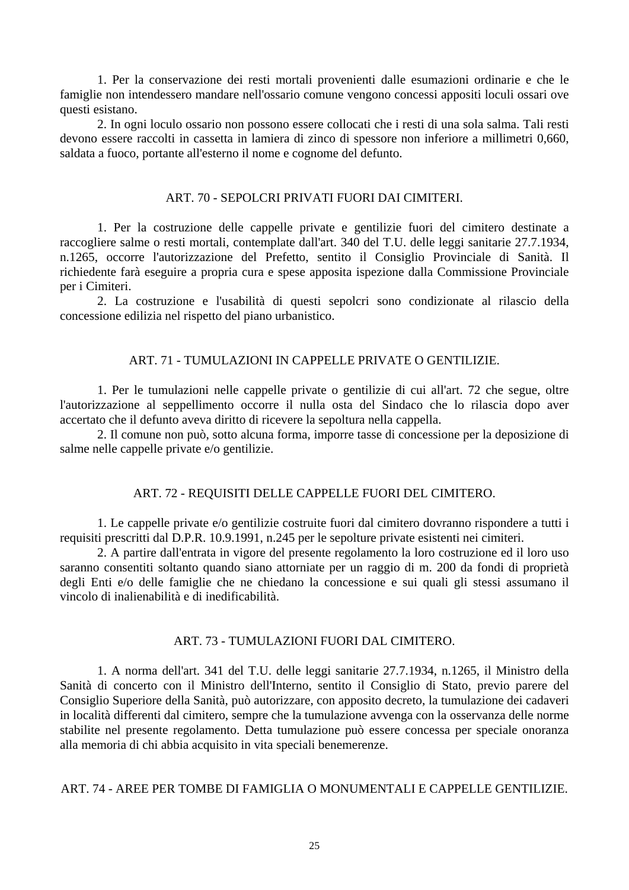1. Per la conservazione dei resti mortali provenienti dalle esumazioni ordinarie e che le famiglie non intendessero mandare nell'ossario comune vengono concessi appositi loculi ossari ove questi esistano.

2. In ogni loculo ossario non possono essere collocati che i resti di una sola salma. Tali resti devono essere raccolti in cassetta in lamiera di zinco di spessore non inferiore a millimetri 0,660, saldata a fuoco, portante all'esterno il nome e cognome del defunto.

## ART. 70 - SEPOLCRI PRIVATI FUORI DAI CIMITERI.

1. Per la costruzione delle cappelle private e gentilizie fuori del cimitero destinate a raccogliere salme o resti mortali, contemplate dall'art. 340 del T.U. delle leggi sanitarie 27.7.1934, n.1265, occorre l'autorizzazione del Prefetto, sentito il Consiglio Provinciale di Sanità. Il richiedente farà eseguire a propria cura e spese apposita ispezione dalla Commissione Provinciale per i Cimiteri.

2. La costruzione e l'usabilità di questi sepolcri sono condizionate al rilascio della concessione edilizia nel rispetto del piano urbanistico.

## ART. 71 - TUMULAZIONI IN CAPPELLE PRIVATE O GENTILIZIE.

1. Per le tumulazioni nelle cappelle private o gentilizie di cui all'art. 72 che segue, oltre l'autorizzazione al seppellimento occorre il nulla osta del Sindaco che lo rilascia dopo aver accertato che il defunto aveva diritto di ricevere la sepoltura nella cappella.

2. Il comune non può, sotto alcuna forma, imporre tasse di concessione per la deposizione di salme nelle cappelle private e/o gentilizie.

## ART. 72 - REQUISITI DELLE CAPPELLE FUORI DEL CIMITERO.

1. Le cappelle private e/o gentilizie costruite fuori dal cimitero dovranno rispondere a tutti i requisiti prescritti dal D.P.R. 10.9.1991, n.245 per le sepolture private esistenti nei cimiteri.

2. A partire dall'entrata in vigore del presente regolamento la loro costruzione ed il loro uso saranno consentiti soltanto quando siano attorniate per un raggio di m. 200 da fondi di proprietà degli Enti e/o delle famiglie che ne chiedano la concessione e sui quali gli stessi assumano il vincolo di inalienabilità e di inedificabilità.

## ART. 73 - TUMULAZIONI FUORI DAL CIMITERO.

1. A norma dell'art. 341 del T.U. delle leggi sanitarie 27.7.1934, n.1265, il Ministro della Sanità di concerto con il Ministro dell'Interno, sentito il Consiglio di Stato, previo parere del Consiglio Superiore della Sanità, può autorizzare, con apposito decreto, la tumulazione dei cadaveri in località differenti dal cimitero, sempre che la tumulazione avvenga con la osservanza delle norme stabilite nel presente regolamento. Detta tumulazione può essere concessa per speciale onoranza alla memoria di chi abbia acquisito in vita speciali benemerenze.

## ART. 74 - AREE PER TOMBE DI FAMIGLIA O MONUMENTALI E CAPPELLE GENTILIZIE.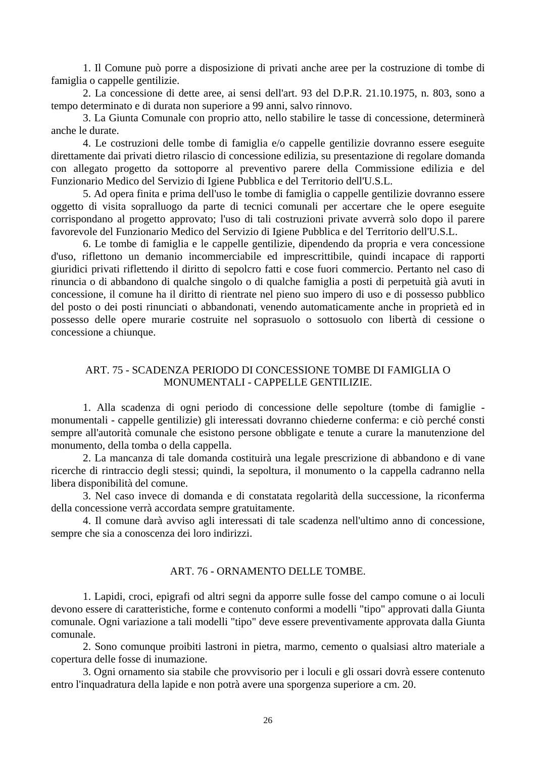1. Il Comune può porre a disposizione di privati anche aree per la costruzione di tombe di famiglia o cappelle gentilizie.

2. La concessione di dette aree, ai sensi dell'art. 93 del D.P.R. 21.10.1975, n. 803, sono a tempo determinato e di durata non superiore a 99 anni, salvo rinnovo.

3. La Giunta Comunale con proprio atto, nello stabilire le tasse di concessione, determinerà anche le durate.

4. Le costruzioni delle tombe di famiglia e/o cappelle gentilizie dovranno essere eseguite direttamente dai privati dietro rilascio di concessione edilizia, su presentazione di regolare domanda con allegato progetto da sottoporre al preventivo parere della Commissione edilizia e del Funzionario Medico del Servizio di Igiene Pubblica e del Territorio dell'U.S.L.

5. Ad opera finita e prima dell'uso le tombe di famiglia o cappelle gentilizie dovranno essere oggetto di visita sopralluogo da parte di tecnici comunali per accertare che le opere eseguite corrispondano al progetto approvato; l'uso di tali costruzioni private avverrà solo dopo il parere favorevole del Funzionario Medico del Servizio di Igiene Pubblica e del Territorio dell'U.S.L.

6. Le tombe di famiglia e le cappelle gentilizie, dipendendo da propria e vera concessione d'uso, riflettono un demanio incommerciabile ed imprescrittibile, quindi incapace di rapporti giuridici privati riflettendo il diritto di sepolcro fatti e cose fuori commercio. Pertanto nel caso di rinuncia o di abbandono di qualche singolo o di qualche famiglia a posti di perpetuità già avuti in concessione, il comune ha il diritto di rientrate nel pieno suo impero di uso e di possesso pubblico del posto o dei posti rinunciati o abbandonati, venendo automaticamente anche in proprietà ed in possesso delle opere murarie costruite nel soprasuolo o sottosuolo con libertà di cessione o concessione a chiunque.

## ART. 75 - SCADENZA PERIODO DI CONCESSIONE TOMBE DI FAMIGLIA O MONUMENTALI - CAPPELLE GENTILIZIE.

1. Alla scadenza di ogni periodo di concessione delle sepolture (tombe di famiglie - monumentali - cappelle gentilizie) gli interessati dovranno chiederne conferma: e ciò perché consti sempre all'autorità comunale che esistono persone obbligate e tenute a curare la manutenzione del monumento, della tomba o della cappella.

2. La mancanza di tale domanda costituirà una legale prescrizione di abbandono e di vane ricerche di rintraccio degli stessi; quindi, la sepoltura, il monumento o la cappella cadranno nella libera disponibilità del comune.

3. Nel caso invece di domanda e di constatata regolarità della successione, la riconferma della concessione verrà accordata sempre gratuitamente.

4. Il comune darà avviso agli interessati di tale scadenza nell'ultimo anno di concessione, sempre che sia a conoscenza dei loro indirizzi.

## ART. 76 - ORNAMENTO DELLE TOMBE.

1. Lapidi, croci, epigrafi od altri segni da apporre sulle fosse del campo comune o ai loculi devono essere di caratteristiche, forme e contenuto conformi a modelli "tipo" approvati dalla Giunta comunale. Ogni variazione a tali modelli "tipo" deve essere preventivamente approvata dalla Giunta comunale.

2. Sono comunque proibiti lastroni in pietra, marmo, cemento o qualsiasi altro materiale a copertura delle fosse di inumazione.

3. Ogni ornamento sia stabile che provvisorio per i loculi e gli ossari dovrà essere contenuto entro l'inquadratura della lapide e non potrà avere una sporgenza superiore a cm. 20.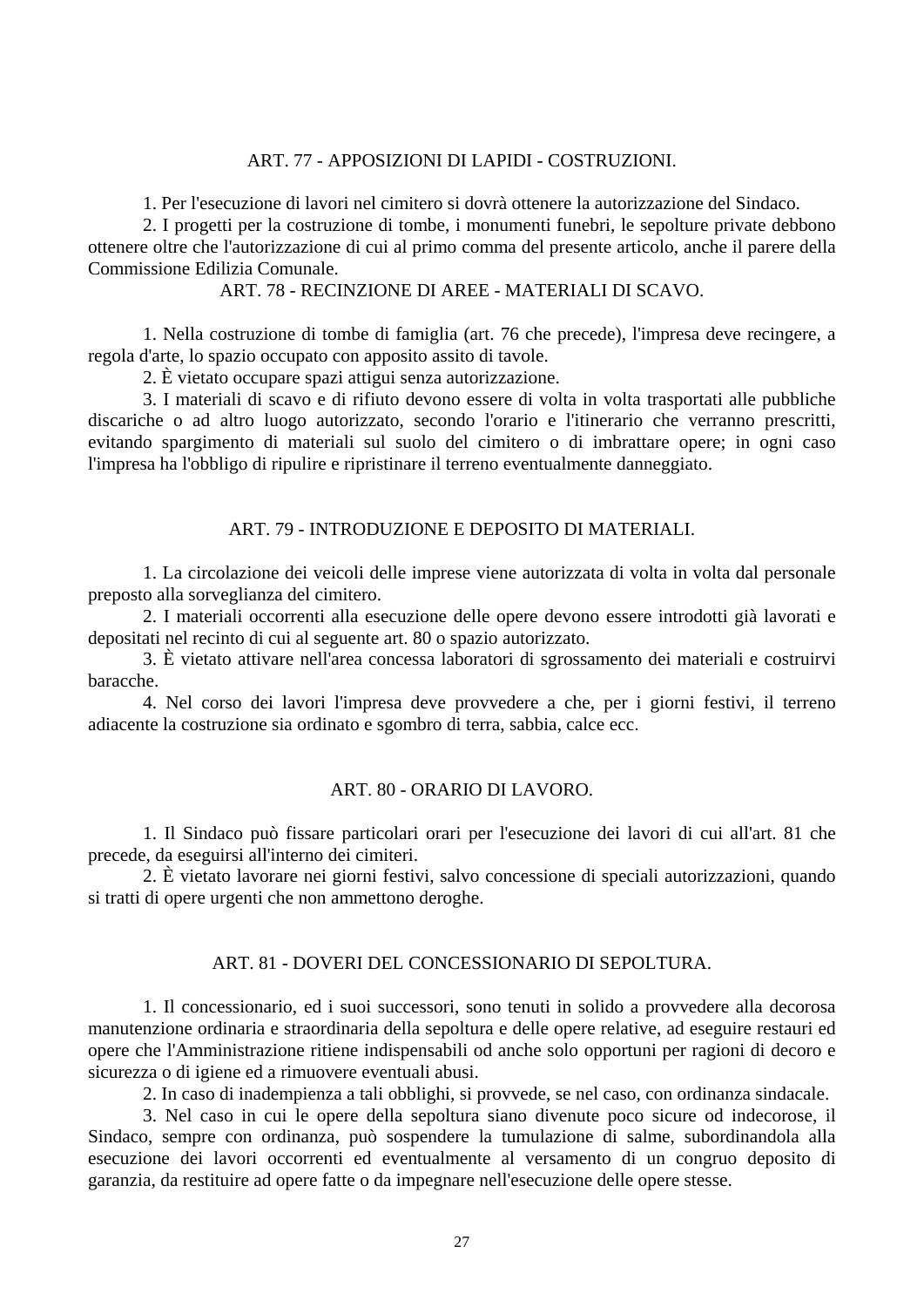### ART. 77 - APPOSIZIONI DI LAPIDI - COSTRUZIONI.

1. Per l'esecuzione di lavori nel cimitero si dovrà ottenere la autorizzazione del Sindaco.

2. I progetti per la costruzione di tombe, i monumenti funebri, le sepolture private debbono ottenere oltre che l'autorizzazione di cui al primo comma del presente articolo, anche il parere della Commissione Edilizia Comunale.

### ART. 78 - RECINZIONE DI AREE - MATERIALI DI SCAVO.

1. Nella costruzione di tombe di famiglia (art. 76 che precede), l'impresa deve recingere, a regola d'arte, lo spazio occupato con apposito assito di tavole.

2. È vietato occupare spazi attigui senza autorizzazione.

3. I materiali di scavo e di rifiuto devono essere di volta in volta trasportati alle pubbliche discariche o ad altro luogo autorizzato, secondo l'orario e l'itinerario che verranno prescritti, evitando spargimento di materiali sul suolo del cimitero o di imbrattare opere; in ogni caso l'impresa ha l'obbligo di ripulire e ripristinare il terreno eventualmente danneggiato.

### ART. 79 - INTRODUZIONE E DEPOSITO DI MATERIALI.

1. La circolazione dei veicoli delle imprese viene autorizzata di volta in volta dal personale preposto alla sorveglianza del cimitero.

2. I materiali occorrenti alla esecuzione delle opere devono essere introdotti già lavorati e depositati nel recinto di cui al seguente art. 80 o spazio autorizzato.

3. È vietato attivare nell'area concessa laboratori di sgrossamento dei materiali e costruirvi baracche.

4. Nel corso dei lavori l'impresa deve provvedere a che, per i giorni festivi, il terreno adiacente la costruzione sia ordinato e sgombro di terra, sabbia, calce ecc.

### ART. 80 - ORARIO DI LAVORO.

1. Il Sindaco può fissare particolari orari per l'esecuzione dei lavori di cui all'art. 81 che precede, da eseguirsi all'interno dei cimiteri.

2. È vietato lavorare nei giorni festivi, salvo concessione di speciali autorizzazioni, quando si tratti di opere urgenti che non ammettono deroghe.

### ART. 81 - DOVERI DEL CONCESSIONARIO DI SEPOLTURA.

1. Il concessionario, ed i suoi successori, sono tenuti in solido a provvedere alla decorosa manutenzione ordinaria e straordinaria della sepoltura e delle opere relative, ad eseguire restauri ed opere che l'Amministrazione ritiene indispensabili od anche solo opportuni per ragioni di decoro e sicurezza o di igiene ed a rimuovere eventuali abusi.

2. In caso di inadempienza a tali obblighi, si provvede, se nel caso, con ordinanza sindacale.

3. Nel caso in cui le opere della sepoltura siano divenute poco sicure od indecorose, il Sindaco, sempre con ordinanza, può sospendere la tumulazione di salme, subordinandola alla esecuzione dei lavori occorrenti ed eventualmente al versamento di un congruo deposito di garanzia, da restituire ad opere fatte o da impegnare nell'esecuzione delle opere stesse.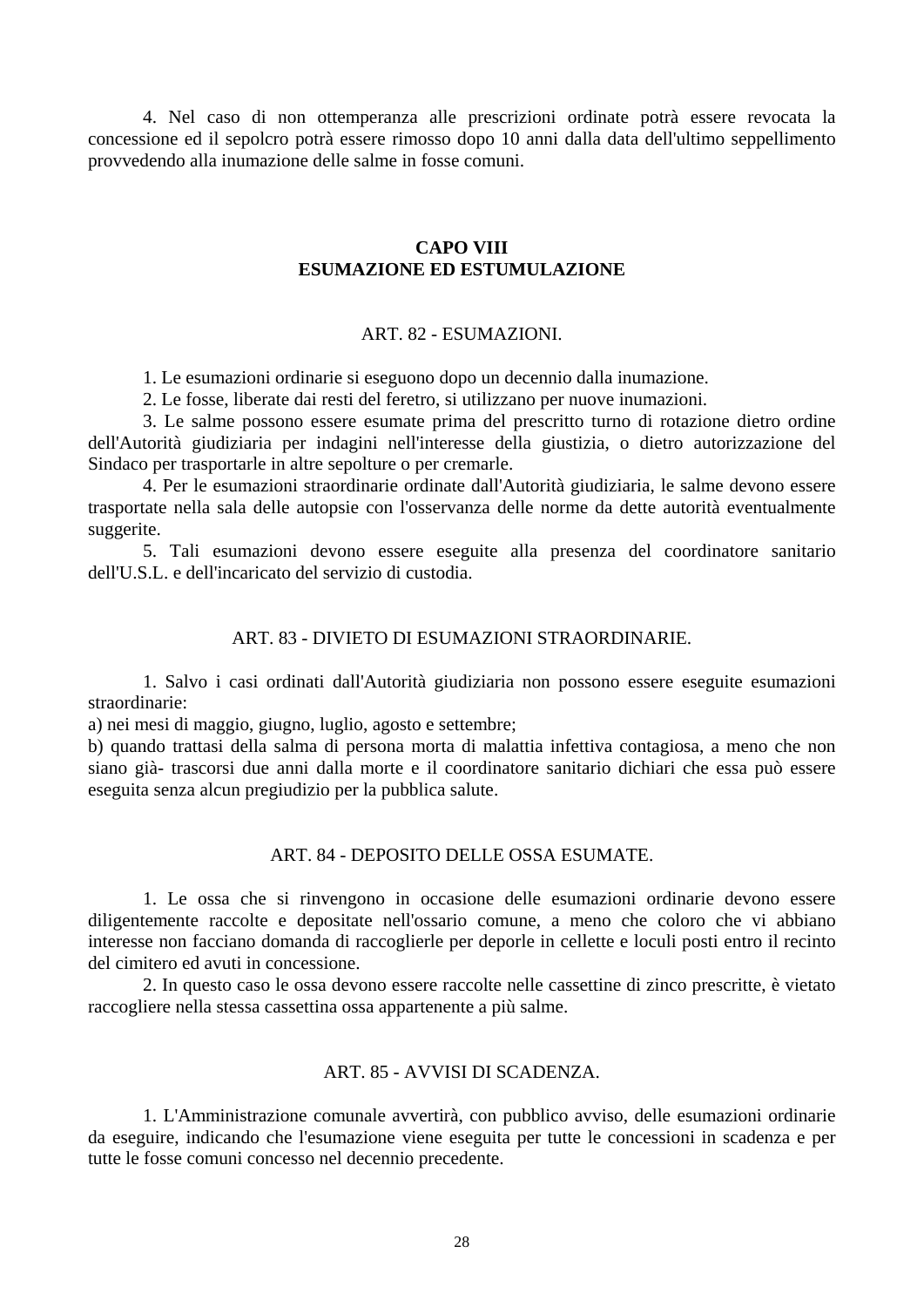4. Nel caso di non ottemperanza alle prescrizioni ordinate potrà essere revocata la concessione ed il sepolcro potrà essere rimosso dopo 10 anni dalla data dell'ultimo seppellimento provvedendo alla inumazione delle salme in fosse comuni.

## CAPO VIII
## ESUMAZIONE ED ESTUMULAZIONE

### ART. 82 - ESUMAZIONI.

1. Le esumazioni ordinarie si eseguono dopo un decennio dalla inumazione.

2. Le fosse, liberate dai resti del feretro, si utilizzano per nuove inumazioni.

3. Le salme possono essere esumate prima del prescritto turno di rotazione dietro ordine dell'Autorità giudiziaria per indagini nell'interesse della giustizia, o dietro autorizzazione del Sindaco per trasportarle in altre sepolture o per cremarle.

4. Per le esumazioni straordinarie ordinate dall'Autorità giudiziaria, le salme devono essere trasportate nella sala delle autopsie con l'osservanza delle norme da dette autorità eventualmente suggerite.

5. Tali esumazioni devono essere eseguite alla presenza del coordinatore sanitario dell'U.S.L. e dell'incaricato del servizio di custodia.

### ART. 83 - DIVIETO DI ESUMAZIONI STRAORDINARIE.

1. Salvo i casi ordinati dall'Autorità giudiziaria non possono essere eseguite esumazioni straordinarie:

a) nei mesi di maggio, giugno, luglio, agosto e settembre;

b) quando trattasi della salma di persona morta di malattia infettiva contagiosa, a meno che non siano già- trascorsi due anni dalla morte e il coordinatore sanitario dichiari che essa può essere eseguita senza alcun pregiudizio per la pubblica salute.

### ART. 84 - DEPOSITO DELLE OSSA ESUMATE.

1. Le ossa che si rinvengono in occasione delle esumazioni ordinarie devono essere diligentemente raccolte e depositate nell'ossario comune, a meno che coloro che vi abbiano interesse non facciano domanda di raccoglierle per deporle in cellette e loculi posti entro il recinto del cimitero ed avuti in concessione.

2. In questo caso le ossa devono essere raccolte nelle cassettine di zinco prescritte, è vietato raccogliere nella stessa cassettina ossa appartenente a più salme.

### ART. 85 - AVVISI DI SCADENZA.

1. L'Amministrazione comunale avvertirà, con pubblico avviso, delle esumazioni ordinarie da eseguire, indicando che l'esumazione viene eseguita per tutte le concessioni in scadenza e per tutte le fosse comuni concesso nel decennio precedente.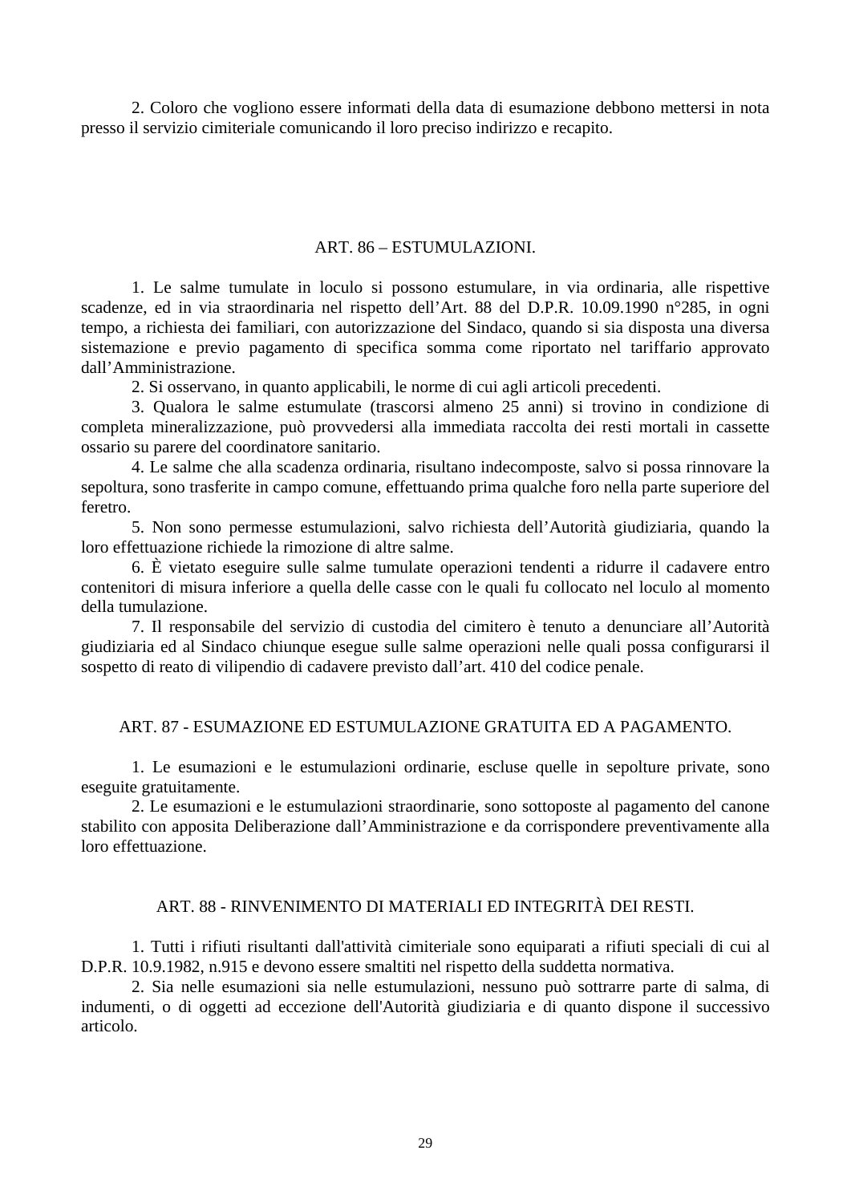2. Coloro che vogliono essere informati della data di esumazione debbono mettersi in nota presso il servizio cimiteriale comunicando il loro preciso indirizzo e recapito.

## ART. 86 – ESTUMULAZIONI.

1. Le salme tumulate in loculo si possono estumulare, in via ordinaria, alle rispettive scadenze, ed in via straordinaria nel rispetto dell’Art. 88 del D.P.R. 10.09.1990 n°285, in ogni tempo, a richiesta dei familiari, con autorizzazione del Sindaco, quando si sia disposta una diversa sistemazione e previo pagamento di specifica somma come riportato nel tariffario approvato dall’Amministrazione.

2. Si osservano, in quanto applicabili, le norme di cui agli articoli precedenti.

3. Qualora le salme estumulate (trascorsi almeno 25 anni) si trovino in condizione di completa mineralizzazione, può provvedersi alla immediata raccolta dei resti mortali in cassette ossario su parere del coordinatore sanitario.

4. Le salme che alla scadenza ordinaria, risultano indecomposte, salvo si possa rinnovare la sepoltura, sono trasferite in campo comune, effettuando prima qualche foro nella parte superiore del feretro.

5. Non sono permesse estumulazioni, salvo richiesta dell’Autorità giudiziaria, quando la loro effettuazione richiede la rimozione di altre salme.

6. È vietato eseguire sulle salme tumulate operazioni tendenti a ridurre il cadavere entro contenitori di misura inferiore a quella delle casse con le quali fu collocato nel loculo al momento della tumulazione.

7. Il responsabile del servizio di custodia del cimitero è tenuto a denunciare all’Autorità giudiziaria ed al Sindaco chiunque esegue sulle salme operazioni nelle quali possa configurarsi il sospetto di reato di vilipendio di cadavere previsto dall’art. 410 del codice penale.

## ART. 87 - ESUMAZIONE ED ESTUMULAZIONE GRATUITA ED A PAGAMENTO.

1. Le esumazioni e le estumulazioni ordinarie, escluse quelle in sepolture private, sono eseguite gratuitamente.

2. Le esumazioni e le estumulazioni straordinarie, sono sottoposte al pagamento del canone stabilito con apposita Deliberazione dall’Amministrazione e da corrispondere preventivamente alla loro effettuazione.

## ART. 88 - RINVENIMENTO DI MATERIALI ED INTEGRITÀ DEI RESTI.

1. Tutti i rifiuti risultanti dall'attività cimiteriale sono equiparati a rifiuti speciali di cui al D.P.R. 10.9.1982, n.915 e devono essere smaltiti nel rispetto della suddetta normativa.

2. Sia nelle esumazioni sia nelle estumulazioni, nessuno può sottrarre parte di salma, di indumenti, o di oggetti ad eccezione dell'Autorità giudiziaria e di quanto dispone il successivo articolo.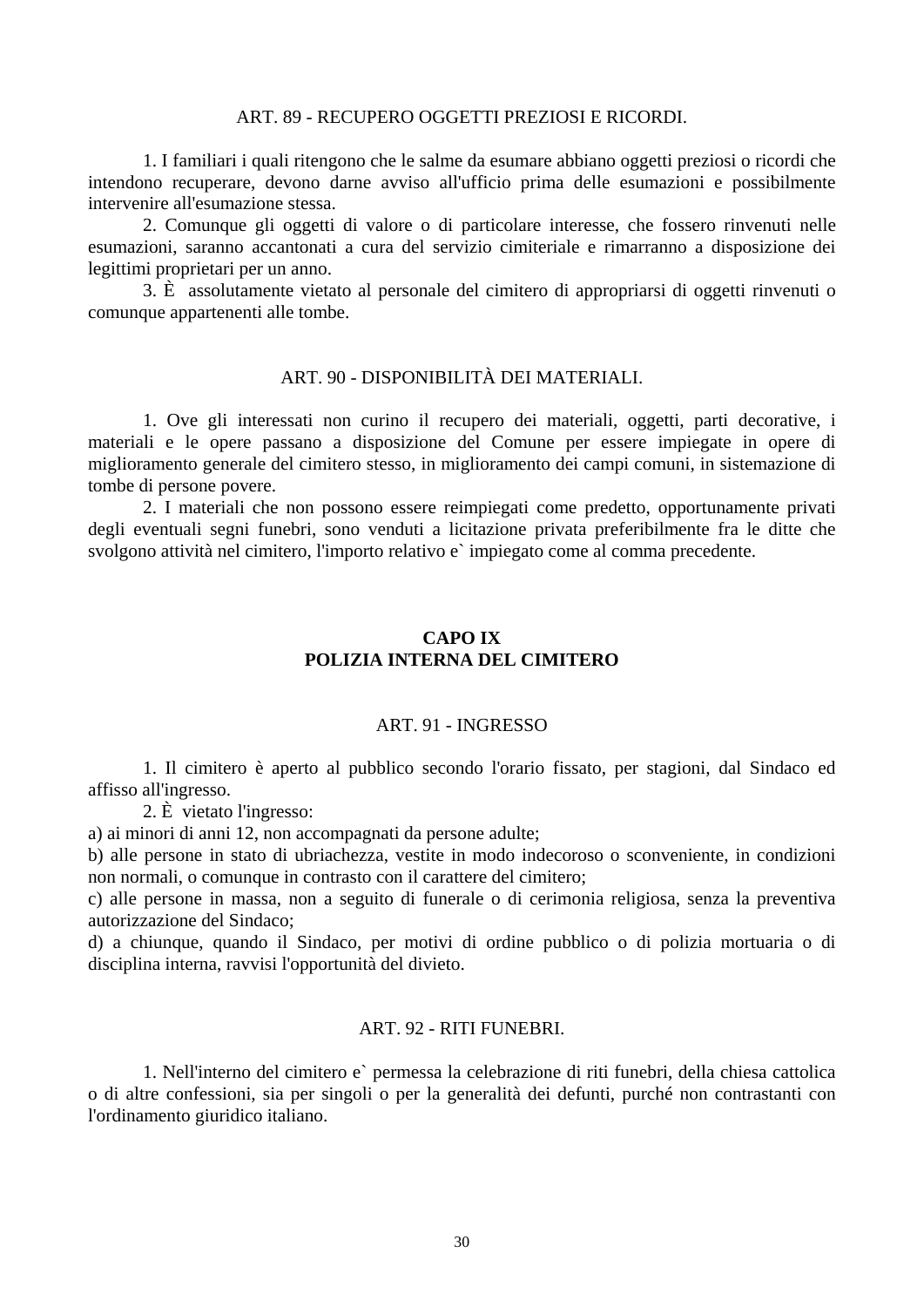### ART. 89 - RECUPERO OGGETTI PREZIOSI E RICORDI.

1. I familiari i quali ritengono che le salme da esumare abbiano oggetti preziosi o ricordi che intendono recuperare, devono darne avviso all'ufficio prima delle esumazioni e possibilmente intervenire all'esumazione stessa.

2. Comunque gli oggetti di valore o di particolare interesse, che fossero rinvenuti nelle esumazioni, saranno accantonati a cura del servizio cimiteriale e rimarranno a disposizione dei legittimi proprietari per un anno.

3. È assolutamente vietato al personale del cimitero di appropriarsi di oggetti rinvenuti o comunque appartenenti alle tombe.

### ART. 90 - DISPONIBILITÀ DEI MATERIALI.

1. Ove gli interessati non curino il recupero dei materiali, oggetti, parti decorative, i materiali e le opere passano a disposizione del Comune per essere impiegate in opere di miglioramento generale del cimitero stesso, in miglioramento dei campi comuni, in sistemazione di tombe di persone povere.

2. I materiali che non possono essere reimpiegati come predetto, opportunamente privati degli eventuali segni funebri, sono venduti a licitazione privata preferibilmente fra le ditte che svolgono attività nel cimitero, l'importo relativo e` impiegato come al comma precedente.

## CAPO IX
## POLIZIA INTERNA DEL CIMITERO

### ART. 91 - INGRESSO

1. Il cimitero è aperto al pubblico secondo l'orario fissato, per stagioni, dal Sindaco ed affisso all'ingresso.

2. È vietato l'ingresso:

a) ai minori di anni 12, non accompagnati da persone adulte;

b) alle persone in stato di ubriachezza, vestite in modo indecoroso o sconveniente, in condizioni non normali, o comunque in contrasto con il carattere del cimitero;

c) alle persone in massa, non a seguito di funerale o di cerimonia religiosa, senza la preventiva autorizzazione del Sindaco;

d) a chiunque, quando il Sindaco, per motivi di ordine pubblico o di polizia mortuaria o di disciplina interna, ravvisi l'opportunità del divieto.

### ART. 92 - RITI FUNEBRI.

1. Nell'interno del cimitero e` permessa la celebrazione di riti funebri, della chiesa cattolica o di altre confessioni, sia per singoli o per la generalità dei defunti, purché non contrastanti con l'ordinamento giuridico italiano.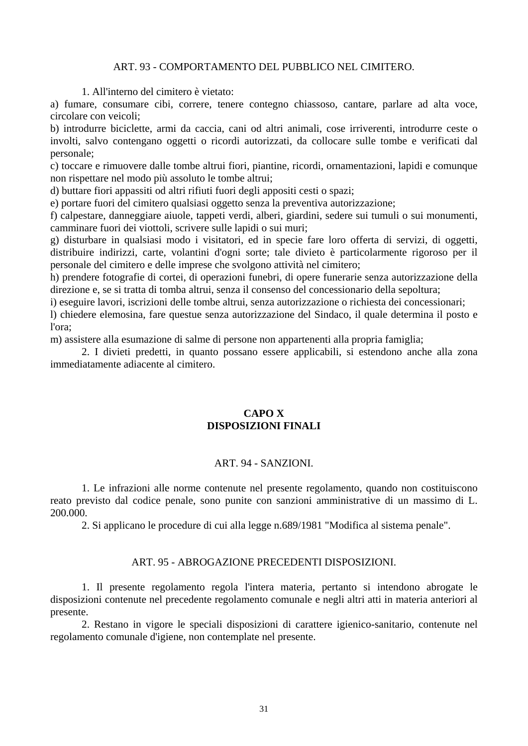### ART. 93 - COMPORTAMENTO DEL PUBBLICO NEL CIMITERO.

1. All'interno del cimitero è vietato:

a) fumare, consumare cibi, correre, tenere contegno chiassoso, cantare, parlare ad alta voce, circolare con veicoli;

b) introdurre biciclette, armi da caccia, cani od altri animali, cose irriverenti, introdurre ceste o involti, salvo contengano oggetti o ricordi autorizzati, da collocare sulle tombe e verificati dal personale;

c) toccare e rimuovere dalle tombe altrui fiori, piantine, ricordi, ornamentazioni, lapidi e comunque non rispettare nel modo più assoluto le tombe altrui;

d) buttare fiori appassiti od altri rifiuti fuori degli appositi cesti o spazi;

e) portare fuori del cimitero qualsiasi oggetto senza la preventiva autorizzazione;

f) calpestare, danneggiare aiuole, tappeti verdi, alberi, giardini, sedere sui tumuli o sui monumenti, camminare fuori dei viottoli, scrivere sulle lapidi o sui muri;

g) disturbare in qualsiasi modo i visitatori, ed in specie fare loro offerta di servizi, di oggetti, distribuire indirizzi, carte, volantini d'ogni sorte; tale divieto è particolarmente rigoroso per il personale del cimitero e delle imprese che svolgono attività nel cimitero;

h) prendere fotografie di cortei, di operazioni funebri, di opere funerarie senza autorizzazione della direzione e, se si tratta di tomba altrui, senza il consenso del concessionario della sepoltura;

i) eseguire lavori, iscrizioni delle tombe altrui, senza autorizzazione o richiesta dei concessionari;

l) chiedere elemosina, fare questue senza autorizzazione del Sindaco, il quale determina il posto e l'ora;

m) assistere alla esumazione di salme di persone non appartenenti alla propria famiglia;

2. I divieti predetti, in quanto possano essere applicabili, si estendono anche alla zona immediatamente adiacente al cimitero.

## CAPO X
## DISPOSIZIONI FINALI

### ART. 94 - SANZIONI.

1. Le infrazioni alle norme contenute nel presente regolamento, quando non costituiscono reato previsto dal codice penale, sono punite con sanzioni amministrative di un massimo di L. 200.000.

2. Si applicano le procedure di cui alla legge n.689/1981 "Modifica al sistema penale".

### ART. 95 - ABROGAZIONE PRECEDENTI DISPOSIZIONI.

1. Il presente regolamento regola l'intera materia, pertanto si intendono abrogate le disposizioni contenute nel precedente regolamento comunale e negli altri atti in materia anteriori al presente.

2. Restano in vigore le speciali disposizioni di carattere igienico-sanitario, contenute nel regolamento comunale d'igiene, non contemplate nel presente.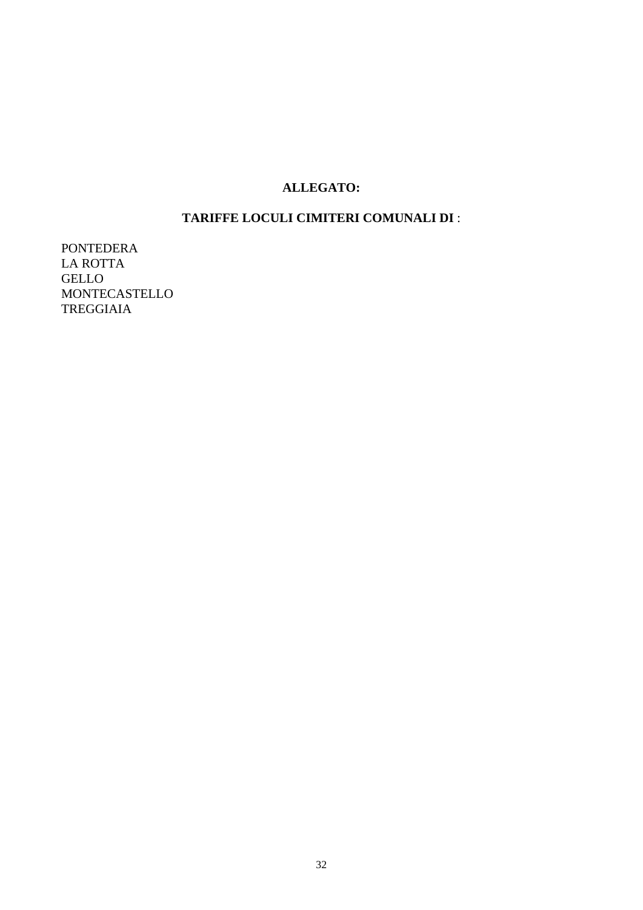**ALLEGATO:**

**TARIFFE LOCULI CIMITERI COMUNALI DI** :

PONTEDERA
LA ROTTA
GELLO
MONTECASTELLO
TREGGIAIA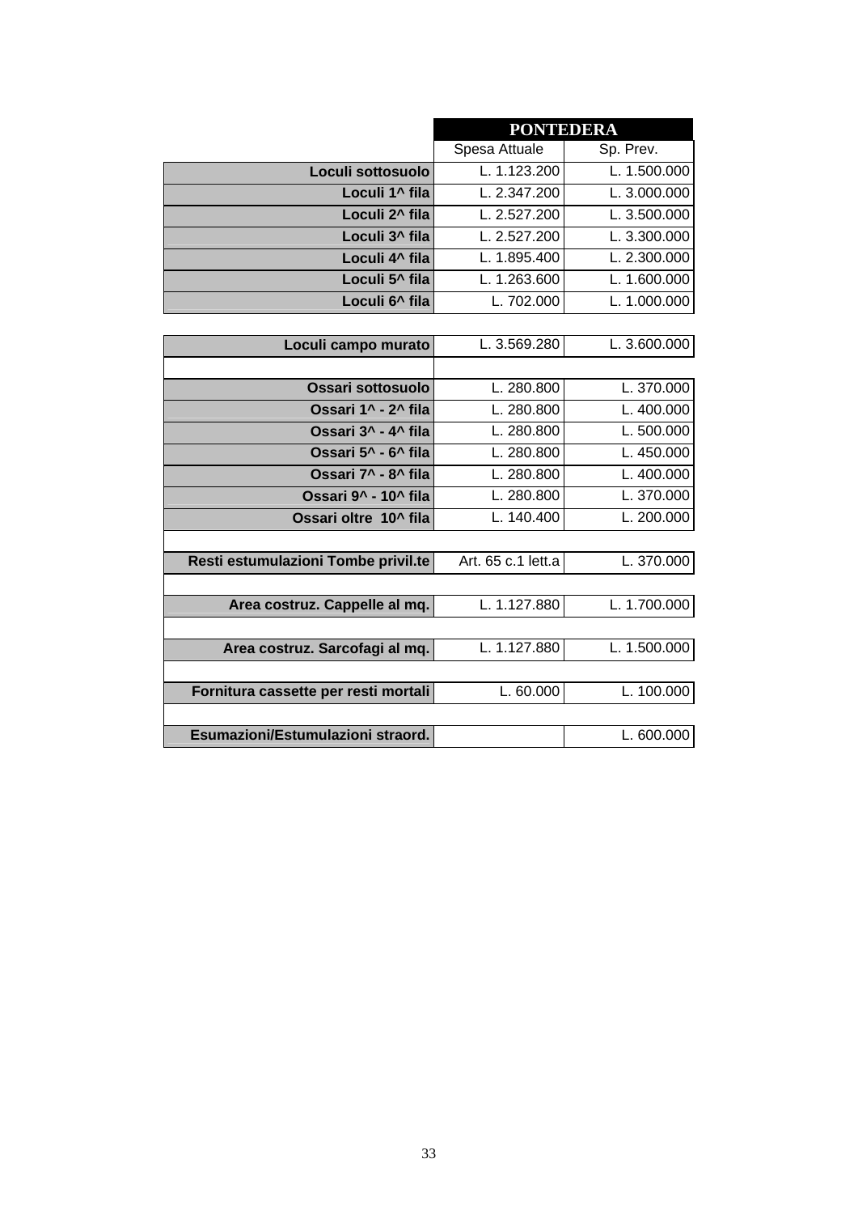| | PONTEDERA | |
|---|---|---|
| | Spesa Attuale | Sp. Prev. |
| **Loculi sottosuolo** | L. 1.123.200 | L. 1.500.000 |
| **Loculi 1^ fila** | L. 2.347.200 | L. 3.000.000 |
| **Loculi 2^ fila** | L. 2.527.200 | L. 3.500.000 |
| **Loculi 3^ fila** | L. 2.527.200 | L. 3.300.000 |
| **Loculi 4^ fila** | L. 1.895.400 | L. 2.300.000 |
| **Loculi 5^ fila** | L. 1.263.600 | L. 1.600.000 |
| **Loculi 6^ fila** | L. 702.000 | L. 1.000.000 |
| | | |
| **Loculi campo murato** | L. 3.569.280 | L. 3.600.000 |
| | | |
| **Ossari sottosuolo** | L. 280.800 | L. 370.000 |
| **Ossari 1^ - 2^ fila** | L. 280.800 | L. 400.000 |
| **Ossari 3^ - 4^ fila** | L. 280.800 | L. 500.000 |
| **Ossari 5^ - 6^ fila** | L. 280.800 | L. 450.000 |
| **Ossari 7^ - 8^ fila** | L. 280.800 | L. 400.000 |
| **Ossari 9^ - 10^ fila** | L. 280.800 | L. 370.000 |
| **Ossari oltre 10^ fila** | L. 140.400 | L. 200.000 |
| | | |
| **Resti estumulazioni Tombe privil.te** | Art. 65 c.1 lett.a | L. 370.000 |
| | | |
| **Area costruz. Cappelle al mq.** | L. 1.127.880 | L. 1.700.000 |
| | | |
| **Area costruz. Sarcofagi al mq.** | L. 1.127.880 | L. 1.500.000 |
| | | |
| **Fornitura cassette per resti mortali** | L. 60.000 | L. 100.000 |
| | | |
| **Esumazioni/Estumulazioni straord.** | | L. 600.000 |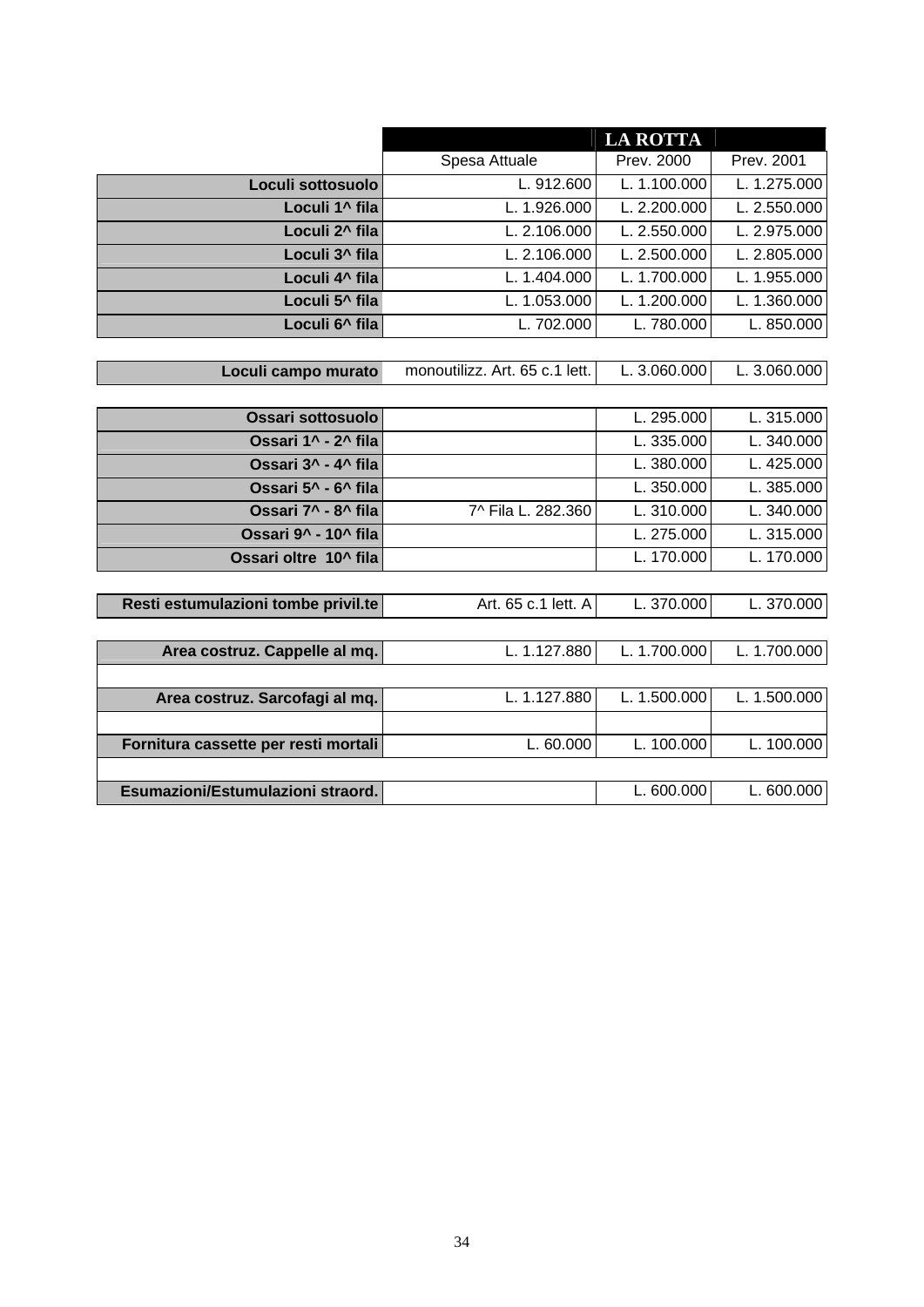| | | LA ROTTA | |
|---|---|---|---|
| | Spesa Attuale | Prev. 2000 | Prev. 2001 |
| **Loculi sottosuolo** | L. 912.600 | L. 1.100.000 | L. 1.275.000 |
| **Loculi 1^ fila** | L. 1.926.000 | L. 2.200.000 | L. 2.550.000 |
| **Loculi 2^ fila** | L. 2.106.000 | L. 2.550.000 | L. 2.975.000 |
| **Loculi 3^ fila** | L. 2.106.000 | L. 2.500.000 | L. 2.805.000 |
| **Loculi 4^ fila** | L. 1.404.000 | L. 1.700.000 | L. 1.955.000 |
| **Loculi 5^ fila** | L. 1.053.000 | L. 1.200.000 | L. 1.360.000 |
| **Loculi 6^ fila** | L. 702.000 | L. 780.000 | L. 850.000 |
| | | | |
| **Loculi campo murato** | monoutilizz. Art. 65 c.1 lett. | L. 3.060.000 | L. 3.060.000 |
| | | | |
| **Ossari sottosuolo** | | L. 295.000 | L. 315.000 |
| **Ossari 1^ - 2^ fila** | | L. 335.000 | L. 340.000 |
| **Ossari 3^ - 4^ fila** | | L. 380.000 | L. 425.000 |
| **Ossari 5^ - 6^ fila** | | L. 350.000 | L. 385.000 |
| **Ossari 7^ - 8^ fila** | 7^ Fila L. 282.360 | L. 310.000 | L. 340.000 |
| **Ossari 9^ - 10^ fila** | | L. 275.000 | L. 315.000 |
| **Ossari oltre 10^ fila** | | L. 170.000 | L. 170.000 |
| | | | |
| **Resti estumulazioni tombe privil.te** | Art. 65 c.1 lett. A | L. 370.000 | L. 370.000 |
| | | | |
| **Area costruz. Cappelle al mq.** | L. 1.127.880 | L. 1.700.000 | L. 1.700.000 |
| | | | |
| **Area costruz. Sarcofagi al mq.** | L. 1.127.880 | L. 1.500.000 | L. 1.500.000 |
| | | | |
| **Fornitura cassette per resti mortali** | L. 60.000 | L. 100.000 | L. 100.000 |
| | | | |
| **Esumazioni/Estumulazioni straord.** | | L. 600.000 | L. 600.000 |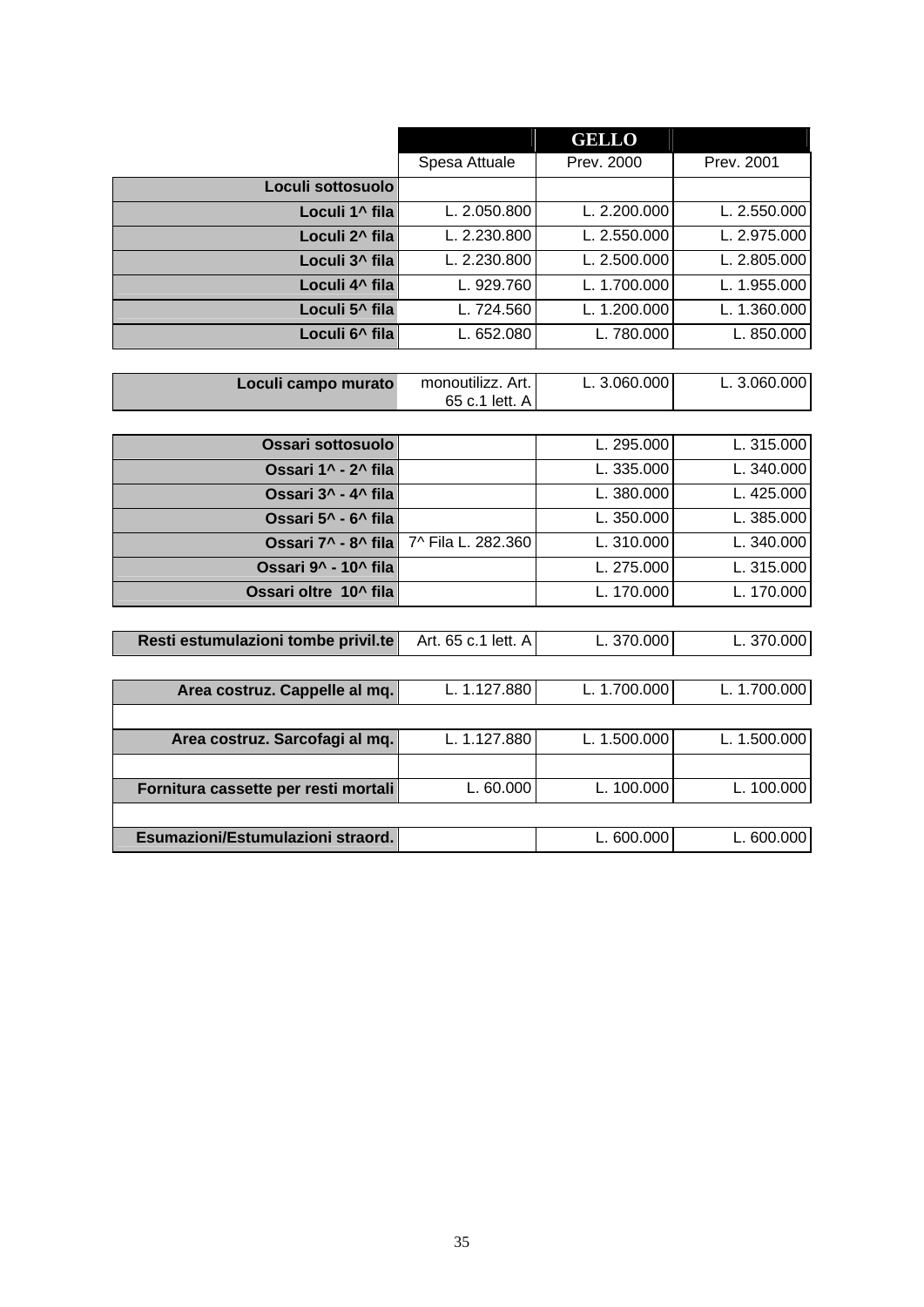| | | GELLO | |
|---|---|---|---|
| | Spesa Attuale | Prev. 2000 | Prev. 2001 |
| **Loculi sottosuolo** | | | |
| **Loculi 1^ fila** | L. 2.050.800 | L. 2.200.000 | L. 2.550.000 |
| **Loculi 2^ fila** | L. 2.230.800 | L. 2.550.000 | L. 2.975.000 |
| **Loculi 3^ fila** | L. 2.230.800 | L. 2.500.000 | L. 2.805.000 |
| **Loculi 4^ fila** | L. 929.760 | L. 1.700.000 | L. 1.955.000 |
| **Loculi 5^ fila** | L. 724.560 | L. 1.200.000 | L. 1.360.000 |
| **Loculi 6^ fila** | L. 652.080 | L. 780.000 | L. 850.000 |
| | | | |
| **Loculi campo murato** | monoutilizz. Art. 65 c.1 lett. A | L. 3.060.000 | L. 3.060.000 |
| | | | |
| **Ossari sottosuolo** | | L. 295.000 | L. 315.000 |
| **Ossari 1^ - 2^ fila** | | L. 335.000 | L. 340.000 |
| **Ossari 3^ - 4^ fila** | | L. 380.000 | L. 425.000 |
| **Ossari 5^ - 6^ fila** | | L. 350.000 | L. 385.000 |
| **Ossari 7^ - 8^ fila** | 7^ Fila L. 282.360 | L. 310.000 | L. 340.000 |
| **Ossari 9^ - 10^ fila** | | L. 275.000 | L. 315.000 |
| **Ossari oltre 10^ fila** | | L. 170.000 | L. 170.000 |
| | | | |
| **Resti estumulazioni tombe privil.te** | Art. 65 c.1 lett. A | L. 370.000 | L. 370.000 |
| | | | |
| **Area costruz. Cappelle al mq.** | L. 1.127.880 | L. 1.700.000 | L. 1.700.000 |
| | | | |
| **Area costruz. Sarcofagi al mq.** | L. 1.127.880 | L. 1.500.000 | L. 1.500.000 |
| | | | |
| **Fornitura cassette per resti mortali** | L. 60.000 | L. 100.000 | L. 100.000 |
| | | | |
| **Esumazioni/Estumulazioni straord.** | | L. 600.000 | L. 600.000 |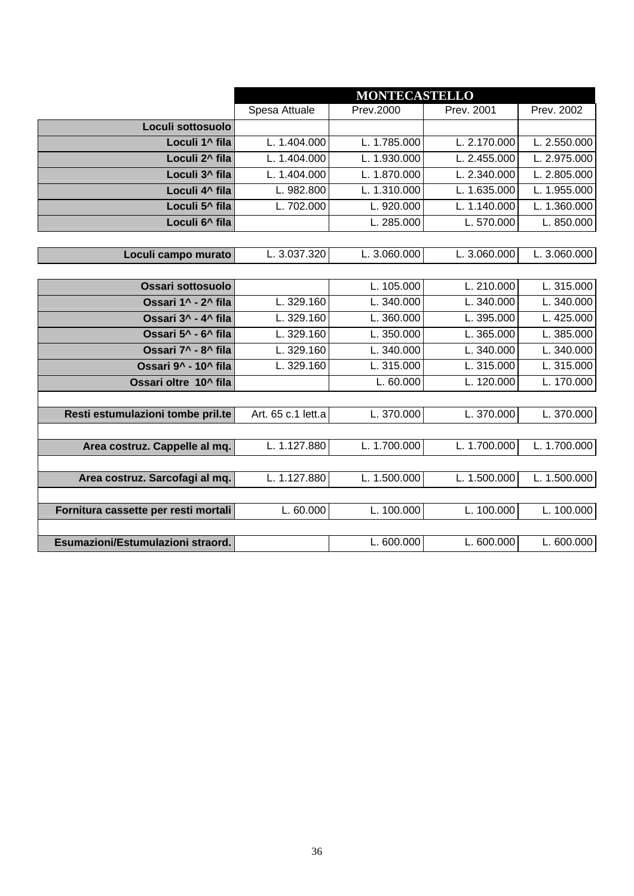| | MONTECASTELLO | | | |
|---|---|---|---|---|
| | Spesa Attuale | Prev.2000 | Prev. 2001 | Prev. 2002 |
| **Loculi sottosuolo** | | | | |
| **Loculi 1^ fila** | L. 1.404.000 | L. 1.785.000 | L. 2.170.000 | L. 2.550.000 |
| **Loculi 2^ fila** | L. 1.404.000 | L. 1.930.000 | L. 2.455.000 | L. 2.975.000 |
| **Loculi 3^ fila** | L. 1.404.000 | L. 1.870.000 | L. 2.340.000 | L. 2.805.000 |
| **Loculi 4^ fila** | L. 982.800 | L. 1.310.000 | L. 1.635.000 | L. 1.955.000 |
| **Loculi 5^ fila** | L. 702.000 | L. 920.000 | L. 1.140.000 | L. 1.360.000 |
| **Loculi 6^ fila** | | L. 285.000 | L. 570.000 | L. 850.000 |
| | | | | |
| **Loculi campo murato** | L. 3.037.320 | L. 3.060.000 | L. 3.060.000 | L. 3.060.000 |
| | | | | |
| **Ossari sottosuolo** | | L. 105.000 | L. 210.000 | L. 315.000 |
| **Ossari 1^ - 2^ fila** | L. 329.160 | L. 340.000 | L. 340.000 | L. 340.000 |
| **Ossari 3^ - 4^ fila** | L. 329.160 | L. 360.000 | L. 395.000 | L. 425.000 |
| **Ossari 5^ - 6^ fila** | L. 329.160 | L. 350.000 | L. 365.000 | L. 385.000 |
| **Ossari 7^ - 8^ fila** | L. 329.160 | L. 340.000 | L. 340.000 | L. 340.000 |
| **Ossari 9^ - 10^ fila** | L. 329.160 | L. 315.000 | L. 315.000 | L. 315.000 |
| **Ossari oltre 10^ fila** | | L. 60.000 | L. 120.000 | L. 170.000 |
| | | | | |
| **Resti estumulazioni tombe pril.te** | Art. 65 c.1 lett.a | L. 370.000 | L. 370.000 | L. 370.000 |
| | | | | |
| **Area costruz. Cappelle al mq.** | L. 1.127.880 | L. 1.700.000 | L. 1.700.000 | L. 1.700.000 |
| | | | | |
| **Area costruz. Sarcofagi al mq.** | L. 1.127.880 | L. 1.500.000 | L. 1.500.000 | L. 1.500.000 |
| | | | | |
| **Fornitura cassette per resti mortali** | L. 60.000 | L. 100.000 | L. 100.000 | L. 100.000 |
| | | | | |
| **Esumazioni/Estumulazioni straord.** | | L. 600.000 | L. 600.000 | L. 600.000 |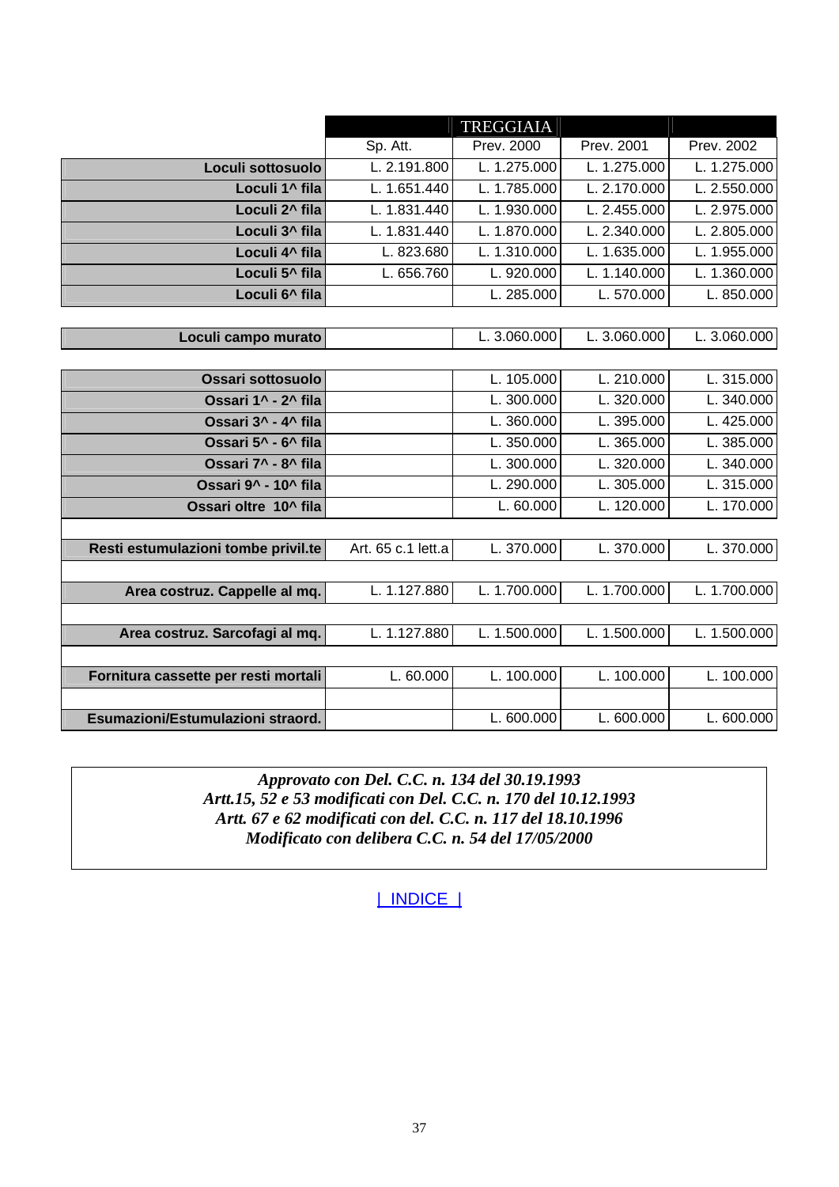| | TREGGIAIA | | | |
|---|---|---|---|---|
| | Sp. Att. | Prev. 2000 | Prev. 2001 | Prev. 2002 |
| **Loculi sottosuolo** | L. 2.191.800 | L. 1.275.000 | L. 1.275.000 | L. 1.275.000 |
| **Loculi 1^ fila** | L. 1.651.440 | L. 1.785.000 | L. 2.170.000 | L. 2.550.000 |
| **Loculi 2^ fila** | L. 1.831.440 | L. 1.930.000 | L. 2.455.000 | L. 2.975.000 |
| **Loculi 3^ fila** | L. 1.831.440 | L. 1.870.000 | L. 2.340.000 | L. 2.805.000 |
| **Loculi 4^ fila** | L. 823.680 | L. 1.310.000 | L. 1.635.000 | L. 1.955.000 |
| **Loculi 5^ fila** | L. 656.760 | L. 920.000 | L. 1.140.000 | L. 1.360.000 |
| **Loculi 6^ fila** | | L. 285.000 | L. 570.000 | L. 850.000 |
| | | | | |
| **Loculi campo murato** | | L. 3.060.000 | L. 3.060.000 | L. 3.060.000 |
| | | | | |
| **Ossari sottosuolo** | | L. 105.000 | L. 210.000 | L. 315.000 |
| **Ossari 1^ - 2^ fila** | | L. 300.000 | L. 320.000 | L. 340.000 |
| **Ossari 3^ - 4^ fila** | | L. 360.000 | L. 395.000 | L. 425.000 |
| **Ossari 5^ - 6^ fila** | | L. 350.000 | L. 365.000 | L. 385.000 |
| **Ossari 7^ - 8^ fila** | | L. 300.000 | L. 320.000 | L. 340.000 |
| **Ossari 9^ - 10^ fila** | | L. 290.000 | L. 305.000 | L. 315.000 |
| **Ossari oltre 10^ fila** | | L. 60.000 | L. 120.000 | L. 170.000 |
| | | | | |
| **Resti estumulazioni tombe privil.te** | Art. 65 c.1 lett.a | L. 370.000 | L. 370.000 | L. 370.000 |
| | | | | |
| **Area costruz. Cappelle al mq.** | L. 1.127.880 | L. 1.700.000 | L. 1.700.000 | L. 1.700.000 |
| | | | | |
| **Area costruz. Sarcofagi al mq.** | L. 1.127.880 | L. 1.500.000 | L. 1.500.000 | L. 1.500.000 |
| | | | | |
| **Fornitura cassette per resti mortali** | L. 60.000 | L. 100.000 | L. 100.000 | L. 100.000 |
| | | | | |
| **Esumazioni/Estumulazioni straord.** | | L. 600.000 | L. 600.000 | L. 600.000 |

*Approvato con Del. C.C. n. 134 del 30.19.1993*
*Artt.15, 52 e 53 modificati con Del. C.C. n. 170 del 10.12.1993*
*Artt. 67 e 62 modificati con del. C.C. n. 117 del 18.10.1996*
*Modificato con delibera C.C. n. 54 del 17/05/2000*

| INDICE |